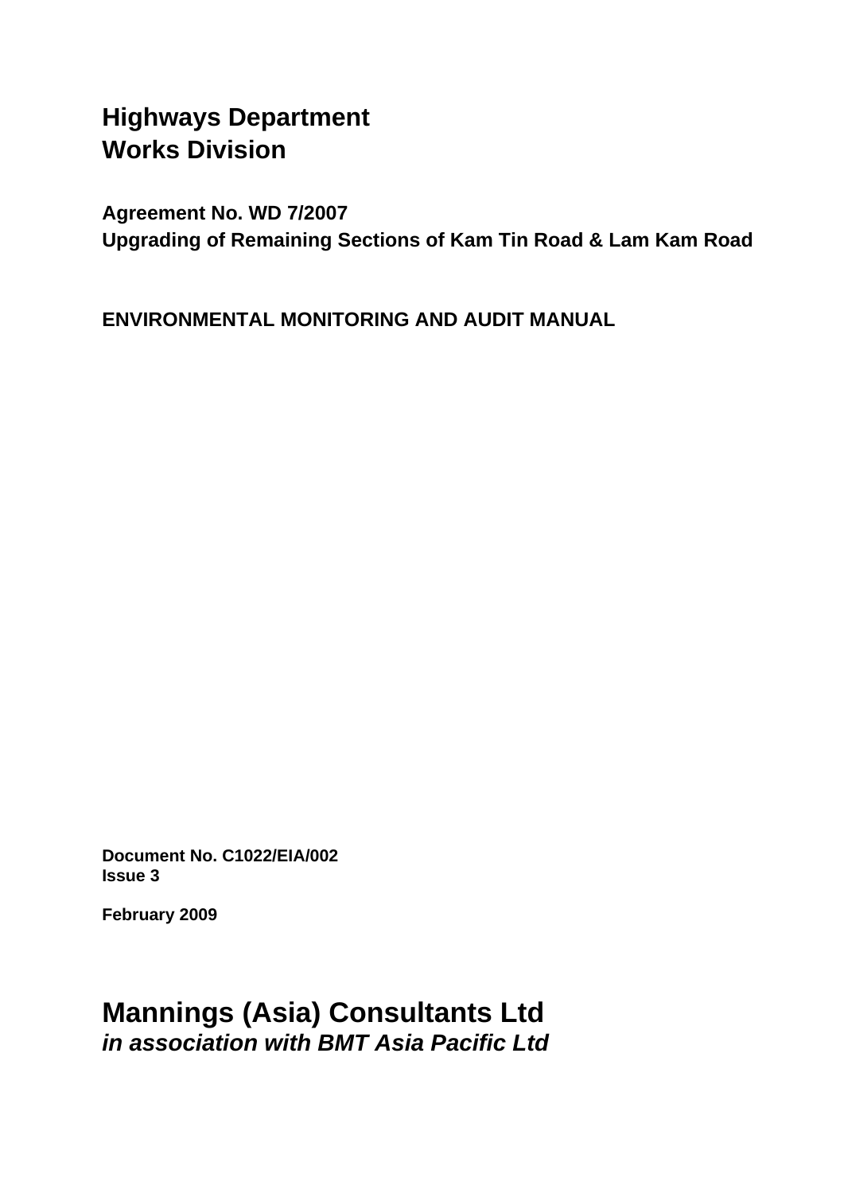# Highways Department
# Works Division

**Agreement No. WD 7/2007**
**Upgrading of Remaining Sections of Kam Tin Road & Lam Kam Road**

**ENVIRONMENTAL MONITORING AND AUDIT MANUAL**

**Document No. C1022/EIA/002**
**Issue 3**

**February 2009**

## Mannings (Asia) Consultants Ltd
***in association with BMT Asia Pacific Ltd***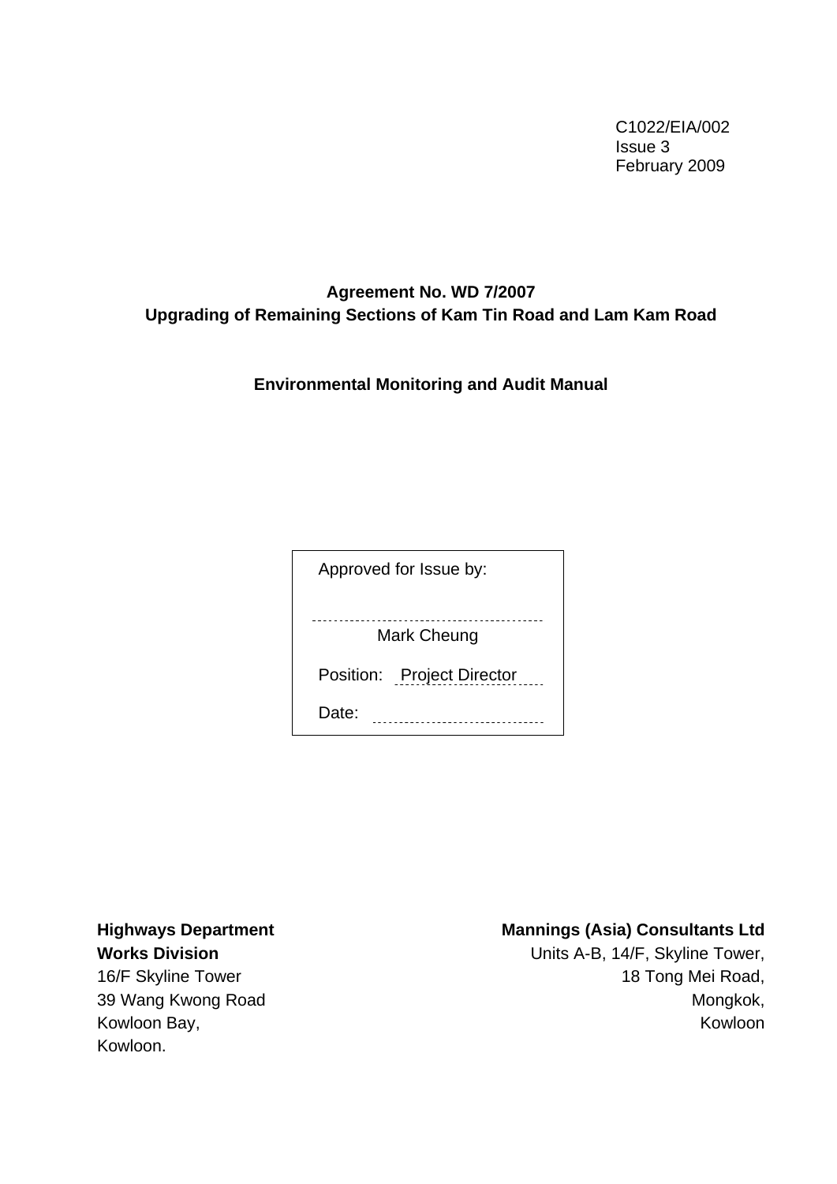C1022/EIA/002
Issue 3
February 2009

**Agreement No. WD 7/2007**
**Upgrading of Remaining Sections of Kam Tin Road and Lam Kam Road**

**Environmental Monitoring and Audit Manual**

Approved for Issue by:

Mark Cheung

Position: Project Director

Date:

**Highways Department**
**Works Division**
16/F Skyline Tower
39 Wang Kwong Road
Kowloon Bay,
Kowloon.

**Mannings (Asia) Consultants Ltd**
Units A-B, 14/F, Skyline Tower,
18 Tong Mei Road,
Mongkok,
Kowloon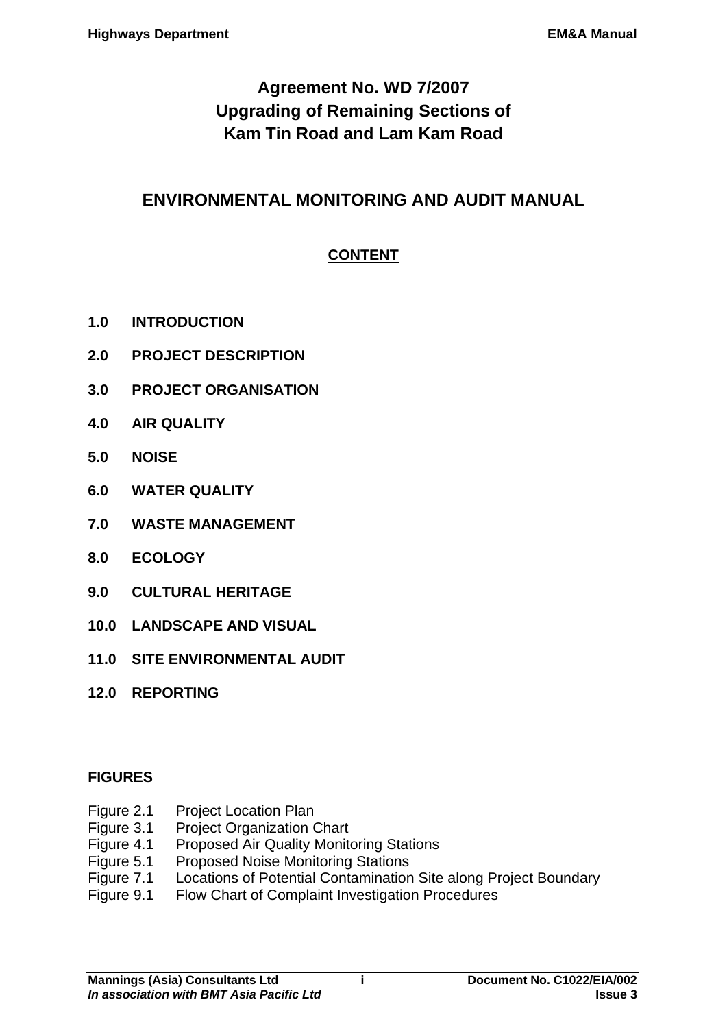# Agreement No. WD 7/2007
# Upgrading of Remaining Sections of
# Kam Tin Road and Lam Kam Road

## ENVIRONMENTAL MONITORING AND AUDIT MANUAL

### CONTENT

**1.0 INTRODUCTION**

**2.0 PROJECT DESCRIPTION**

**3.0 PROJECT ORGANISATION**

**4.0 AIR QUALITY**

**5.0 NOISE**

**6.0 WATER QUALITY**

**7.0 WASTE MANAGEMENT**

**8.0 ECOLOGY**

**9.0 CULTURAL HERITAGE**

**10.0 LANDSCAPE AND VISUAL**

**11.0 SITE ENVIRONMENTAL AUDIT**

**12.0 REPORTING**

**FIGURES**

Figure 2.1 Project Location Plan
Figure 3.1 Project Organization Chart
Figure 4.1 Proposed Air Quality Monitoring Stations
Figure 5.1 Proposed Noise Monitoring Stations
Figure 7.1 Locations of Potential Contamination Site along Project Boundary
Figure 9.1 Flow Chart of Complaint Investigation Procedures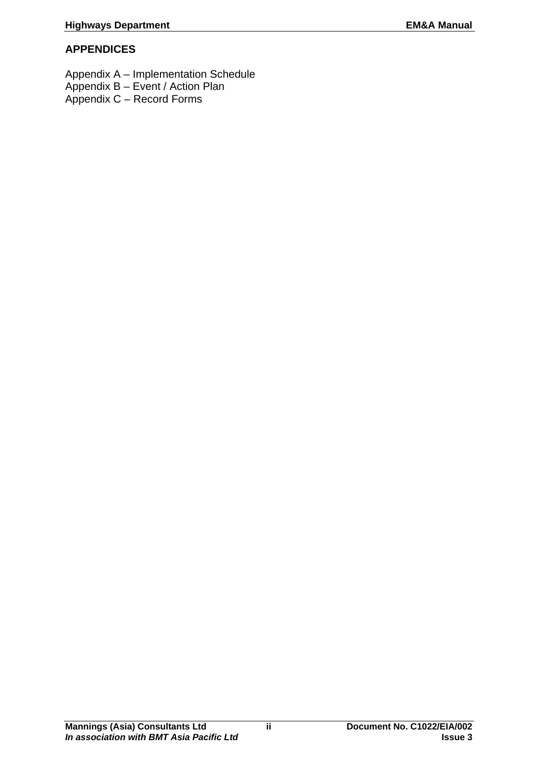## APPENDICES

Appendix A – Implementation Schedule
Appendix B – Event / Action Plan
Appendix C – Record Forms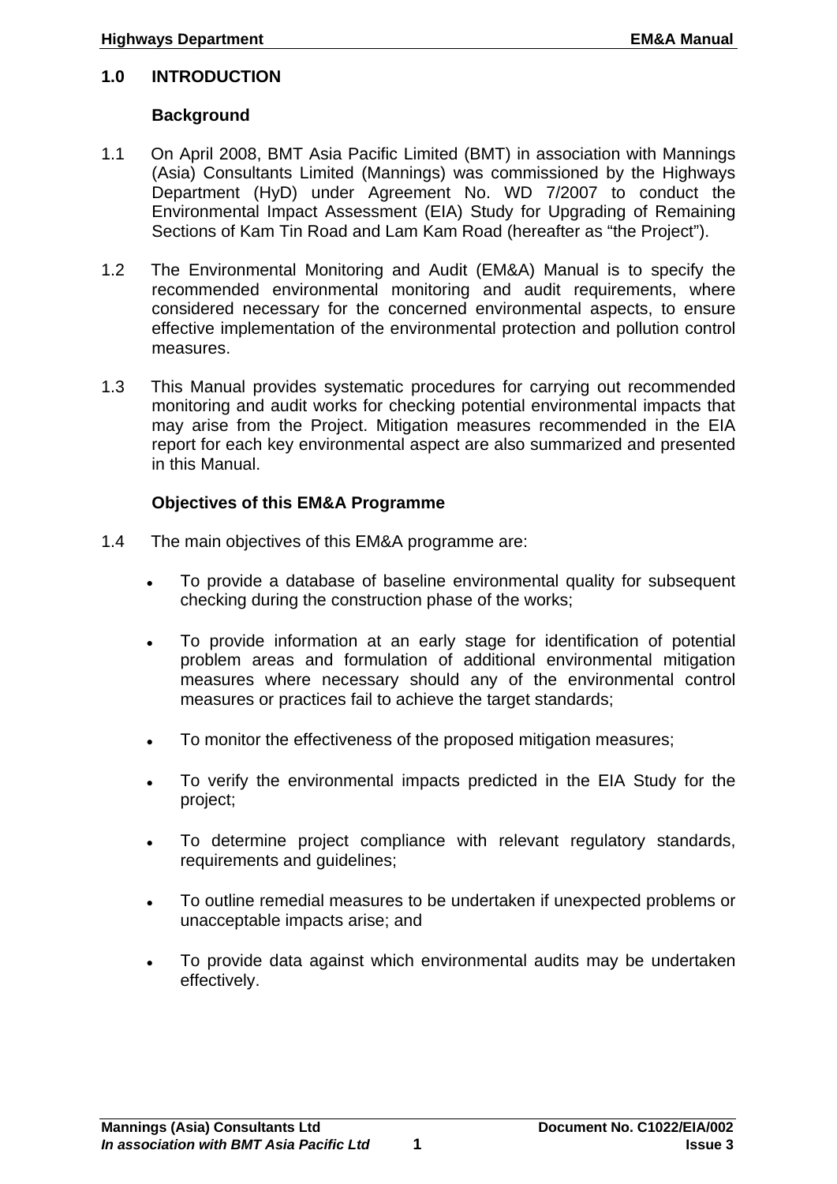# 1.0 INTRODUCTION

## Background

1.1 On April 2008, BMT Asia Pacific Limited (BMT) in association with Mannings (Asia) Consultants Limited (Mannings) was commissioned by the Highways Department (HyD) under Agreement No. WD 7/2007 to conduct the Environmental Impact Assessment (EIA) Study for Upgrading of Remaining Sections of Kam Tin Road and Lam Kam Road (hereafter as “the Project”).

1.2 The Environmental Monitoring and Audit (EM&A) Manual is to specify the recommended environmental monitoring and audit requirements, where considered necessary for the concerned environmental aspects, to ensure effective implementation of the environmental protection and pollution control measures.

1.3 This Manual provides systematic procedures for carrying out recommended monitoring and audit works for checking potential environmental impacts that may arise from the Project. Mitigation measures recommended in the EIA report for each key environmental aspect are also summarized and presented in this Manual.

## Objectives of this EM&A Programme

1.4 The main objectives of this EM&A programme are:

- To provide a database of baseline environmental quality for subsequent checking during the construction phase of the works;
- To provide information at an early stage for identification of potential problem areas and formulation of additional environmental mitigation measures where necessary should any of the environmental control measures or practices fail to achieve the target standards;
- To monitor the effectiveness of the proposed mitigation measures;
- To verify the environmental impacts predicted in the EIA Study for the project;
- To determine project compliance with relevant regulatory standards, requirements and guidelines;
- To outline remedial measures to be undertaken if unexpected problems or unacceptable impacts arise; and
- To provide data against which environmental audits may be undertaken effectively.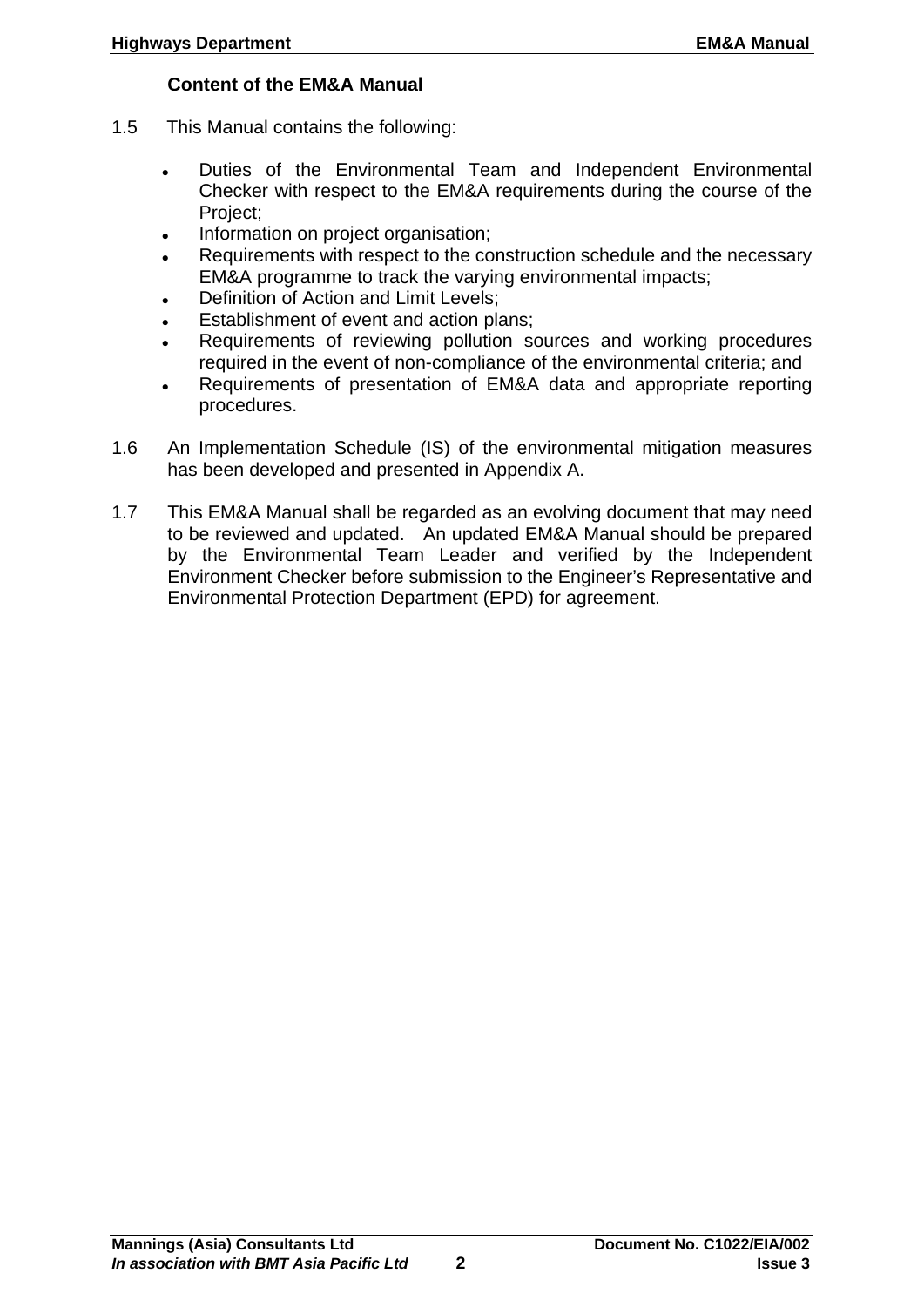### Content of the EM&A Manual

1.5 This Manual contains the following:

- Duties of the Environmental Team and Independent Environmental Checker with respect to the EM&A requirements during the course of the Project;
- Information on project organisation;
- Requirements with respect to the construction schedule and the necessary EM&A programme to track the varying environmental impacts;
- Definition of Action and Limit Levels;
- Establishment of event and action plans;
- Requirements of reviewing pollution sources and working procedures required in the event of non-compliance of the environmental criteria; and
- Requirements of presentation of EM&A data and appropriate reporting procedures.

1.6 An Implementation Schedule (IS) of the environmental mitigation measures has been developed and presented in Appendix A.

1.7 This EM&A Manual shall be regarded as an evolving document that may need to be reviewed and updated. An updated EM&A Manual should be prepared by the Environmental Team Leader and verified by the Independent Environment Checker before submission to the Engineer's Representative and Environmental Protection Department (EPD) for agreement.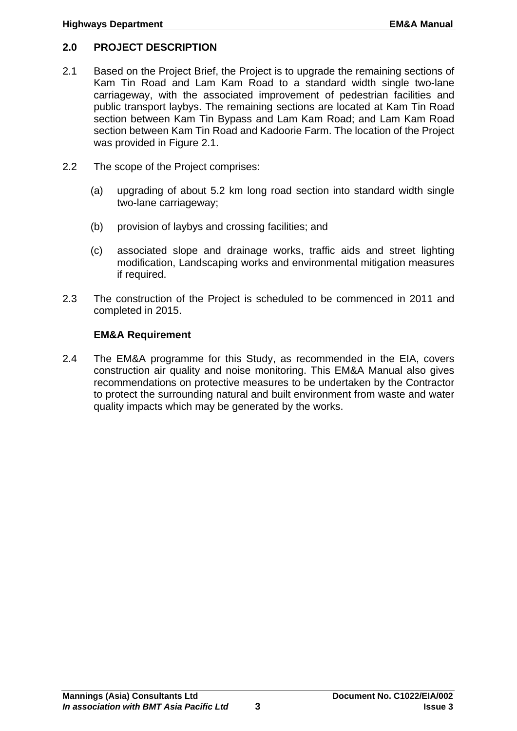## 2.0 PROJECT DESCRIPTION

2.1 Based on the Project Brief, the Project is to upgrade the remaining sections of Kam Tin Road and Lam Kam Road to a standard width single two-lane carriageway, with the associated improvement of pedestrian facilities and public transport laybys. The remaining sections are located at Kam Tin Road section between Kam Tin Bypass and Lam Kam Road; and Lam Kam Road section between Kam Tin Road and Kadoorie Farm. The location of the Project was provided in Figure 2.1.

2.2 The scope of the Project comprises:

(a) upgrading of about 5.2 km long road section into standard width single two-lane carriageway;

(b) provision of laybys and crossing facilities; and

(c) associated slope and drainage works, traffic aids and street lighting modification, Landscaping works and environmental mitigation measures if required.

2.3 The construction of the Project is scheduled to be commenced in 2011 and completed in 2015.

### EM&A Requirement

2.4 The EM&A programme for this Study, as recommended in the EIA, covers construction air quality and noise monitoring. This EM&A Manual also gives recommendations on protective measures to be undertaken by the Contractor to protect the surrounding natural and built environment from waste and water quality impacts which may be generated by the works.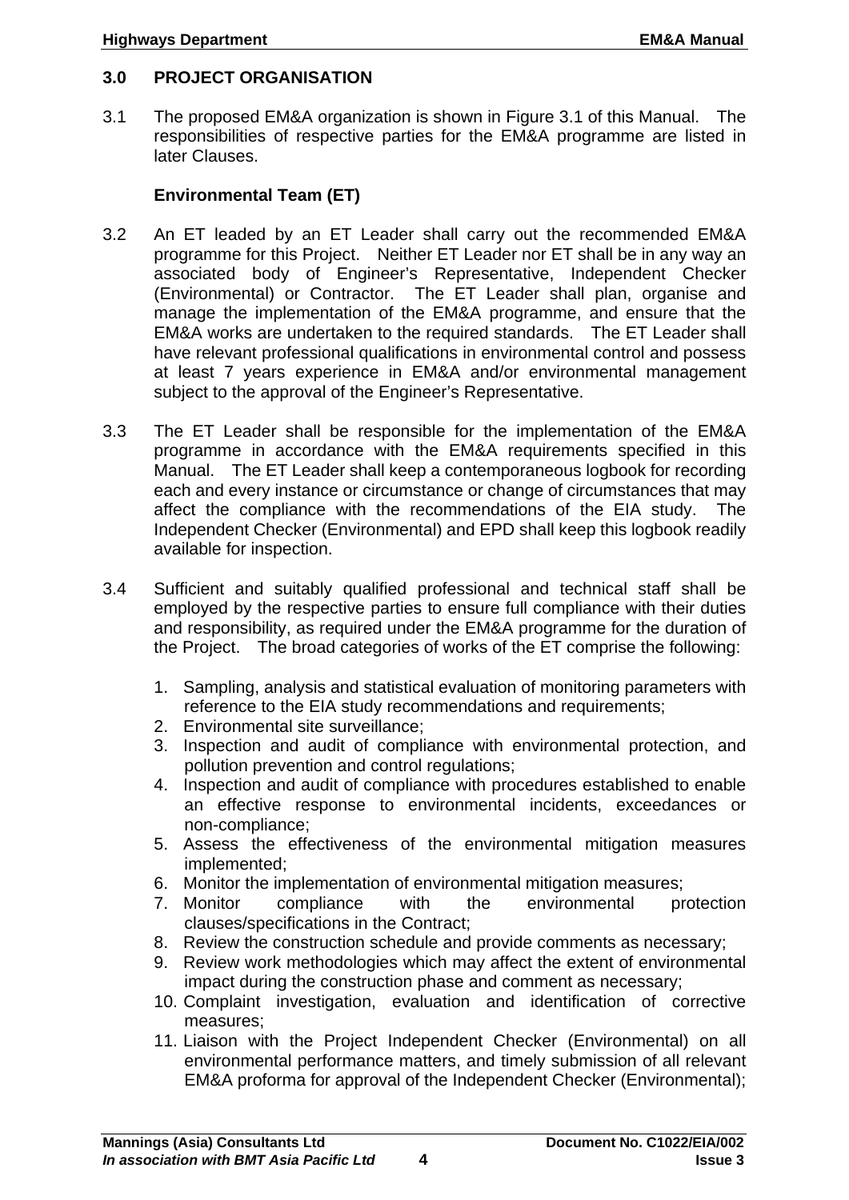## 3.0 PROJECT ORGANISATION

3.1 The proposed EM&A organization is shown in Figure 3.1 of this Manual. The responsibilities of respective parties for the EM&A programme are listed in later Clauses.

### Environmental Team (ET)

3.2 An ET leaded by an ET Leader shall carry out the recommended EM&A programme for this Project. Neither ET Leader nor ET shall be in any way an associated body of Engineer's Representative, Independent Checker (Environmental) or Contractor. The ET Leader shall plan, organise and manage the implementation of the EM&A programme, and ensure that the EM&A works are undertaken to the required standards. The ET Leader shall have relevant professional qualifications in environmental control and possess at least 7 years experience in EM&A and/or environmental management subject to the approval of the Engineer's Representative.

3.3 The ET Leader shall be responsible for the implementation of the EM&A programme in accordance with the EM&A requirements specified in this Manual. The ET Leader shall keep a contemporaneous logbook for recording each and every instance or circumstance or change of circumstances that may affect the compliance with the recommendations of the EIA study. The Independent Checker (Environmental) and EPD shall keep this logbook readily available for inspection.

3.4 Sufficient and suitably qualified professional and technical staff shall be employed by the respective parties to ensure full compliance with their duties and responsibility, as required under the EM&A programme for the duration of the Project. The broad categories of works of the ET comprise the following:

1. Sampling, analysis and statistical evaluation of monitoring parameters with reference to the EIA study recommendations and requirements;
2. Environmental site surveillance;
3. Inspection and audit of compliance with environmental protection, and pollution prevention and control regulations;
4. Inspection and audit of compliance with procedures established to enable an effective response to environmental incidents, exceedances or non-compliance;
5. Assess the effectiveness of the environmental mitigation measures implemented;
6. Monitor the implementation of environmental mitigation measures;
7. Monitor compliance with the environmental protection clauses/specifications in the Contract;
8. Review the construction schedule and provide comments as necessary;
9. Review work methodologies which may affect the extent of environmental impact during the construction phase and comment as necessary;
10. Complaint investigation, evaluation and identification of corrective measures;
11. Liaison with the Project Independent Checker (Environmental) on all environmental performance matters, and timely submission of all relevant EM&A proforma for approval of the Independent Checker (Environmental);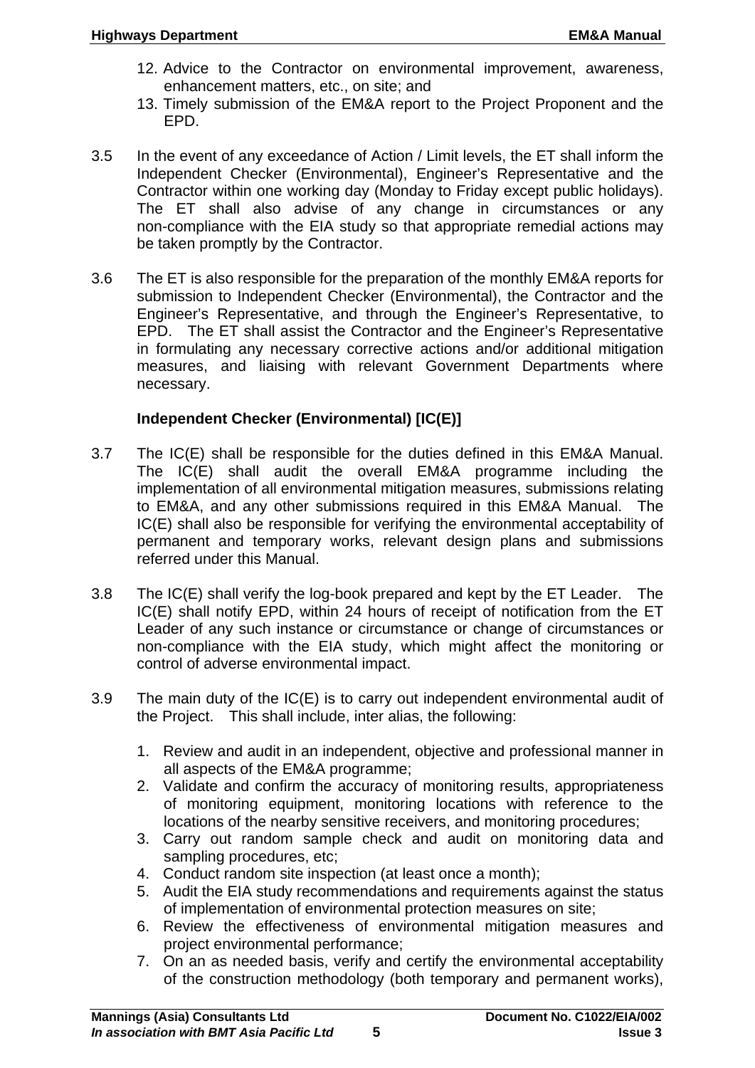12. Advice to the Contractor on environmental improvement, awareness, enhancement matters, etc., on site; and
13. Timely submission of the EM&A report to the Project Proponent and the EPD.

3.5 In the event of any exceedance of Action / Limit levels, the ET shall inform the Independent Checker (Environmental), Engineer's Representative and the Contractor within one working day (Monday to Friday except public holidays). The ET shall also advise of any change in circumstances or any non-compliance with the EIA study so that appropriate remedial actions may be taken promptly by the Contractor.

3.6 The ET is also responsible for the preparation of the monthly EM&A reports for submission to Independent Checker (Environmental), the Contractor and the Engineer's Representative, and through the Engineer's Representative, to EPD. The ET shall assist the Contractor and the Engineer's Representative in formulating any necessary corrective actions and/or additional mitigation measures, and liaising with relevant Government Departments where necessary.

**Independent Checker (Environmental) [IC(E)]**

3.7 The IC(E) shall be responsible for the duties defined in this EM&A Manual. The IC(E) shall audit the overall EM&A programme including the implementation of all environmental mitigation measures, submissions relating to EM&A, and any other submissions required in this EM&A Manual. The IC(E) shall also be responsible for verifying the environmental acceptability of permanent and temporary works, relevant design plans and submissions referred under this Manual.

3.8 The IC(E) shall verify the log-book prepared and kept by the ET Leader. The IC(E) shall notify EPD, within 24 hours of receipt of notification from the ET Leader of any such instance or circumstance or change of circumstances or non-compliance with the EIA study, which might affect the monitoring or control of adverse environmental impact.

3.9 The main duty of the IC(E) is to carry out independent environmental audit of the Project. This shall include, inter alias, the following:

1. Review and audit in an independent, objective and professional manner in all aspects of the EM&A programme;
2. Validate and confirm the accuracy of monitoring results, appropriateness of monitoring equipment, monitoring locations with reference to the locations of the nearby sensitive receivers, and monitoring procedures;
3. Carry out random sample check and audit on monitoring data and sampling procedures, etc;
4. Conduct random site inspection (at least once a month);
5. Audit the EIA study recommendations and requirements against the status of implementation of environmental protection measures on site;
6. Review the effectiveness of environmental mitigation measures and project environmental performance;
7. On an as needed basis, verify and certify the environmental acceptability of the construction methodology (both temporary and permanent works),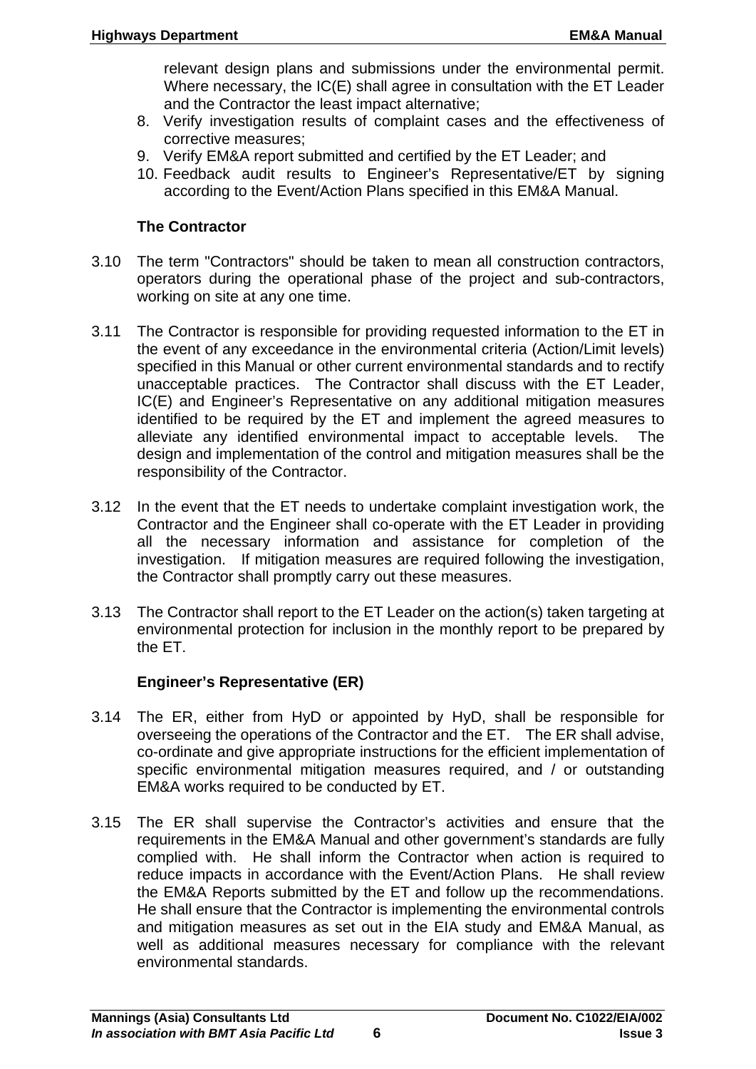relevant design plans and submissions under the environmental permit. Where necessary, the IC(E) shall agree in consultation with the ET Leader and the Contractor the least impact alternative;

8. Verify investigation results of complaint cases and the effectiveness of corrective measures;
9. Verify EM&A report submitted and certified by the ET Leader; and
10. Feedback audit results to Engineer's Representative/ET by signing according to the Event/Action Plans specified in this EM&A Manual.

**The Contractor**

3.10 The term "Contractors" should be taken to mean all construction contractors, operators during the operational phase of the project and sub-contractors, working on site at any one time.

3.11 The Contractor is responsible for providing requested information to the ET in the event of any exceedance in the environmental criteria (Action/Limit levels) specified in this Manual or other current environmental standards and to rectify unacceptable practices. The Contractor shall discuss with the ET Leader, IC(E) and Engineer's Representative on any additional mitigation measures identified to be required by the ET and implement the agreed measures to alleviate any identified environmental impact to acceptable levels. The design and implementation of the control and mitigation measures shall be the responsibility of the Contractor.

3.12 In the event that the ET needs to undertake complaint investigation work, the Contractor and the Engineer shall co-operate with the ET Leader in providing all the necessary information and assistance for completion of the investigation. If mitigation measures are required following the investigation, the Contractor shall promptly carry out these measures.

3.13 The Contractor shall report to the ET Leader on the action(s) taken targeting at environmental protection for inclusion in the monthly report to be prepared by the ET.

**Engineer's Representative (ER)**

3.14 The ER, either from HyD or appointed by HyD, shall be responsible for overseeing the operations of the Contractor and the ET. The ER shall advise, co-ordinate and give appropriate instructions for the efficient implementation of specific environmental mitigation measures required, and / or outstanding EM&A works required to be conducted by ET.

3.15 The ER shall supervise the Contractor's activities and ensure that the requirements in the EM&A Manual and other government's standards are fully complied with. He shall inform the Contractor when action is required to reduce impacts in accordance with the Event/Action Plans. He shall review the EM&A Reports submitted by the ET and follow up the recommendations. He shall ensure that the Contractor is implementing the environmental controls and mitigation measures as set out in the EIA study and EM&A Manual, as well as additional measures necessary for compliance with the relevant environmental standards.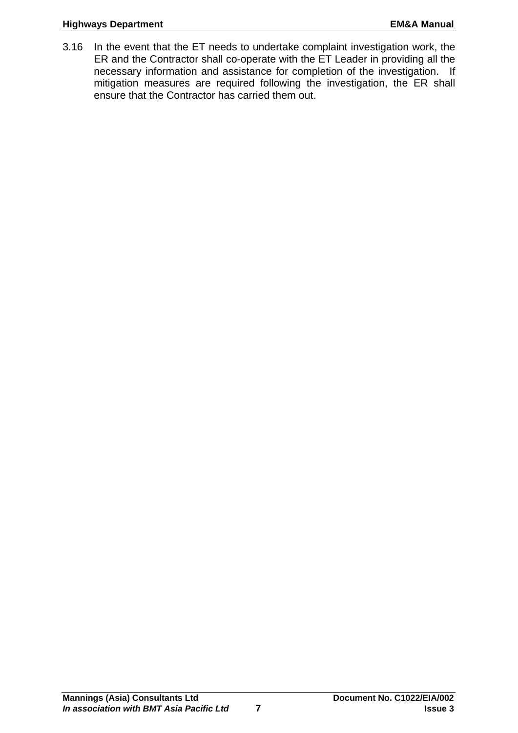3.16 In the event that the ET needs to undertake complaint investigation work, the ER and the Contractor shall co-operate with the ET Leader in providing all the necessary information and assistance for completion of the investigation. If mitigation measures are required following the investigation, the ER shall ensure that the Contractor has carried them out.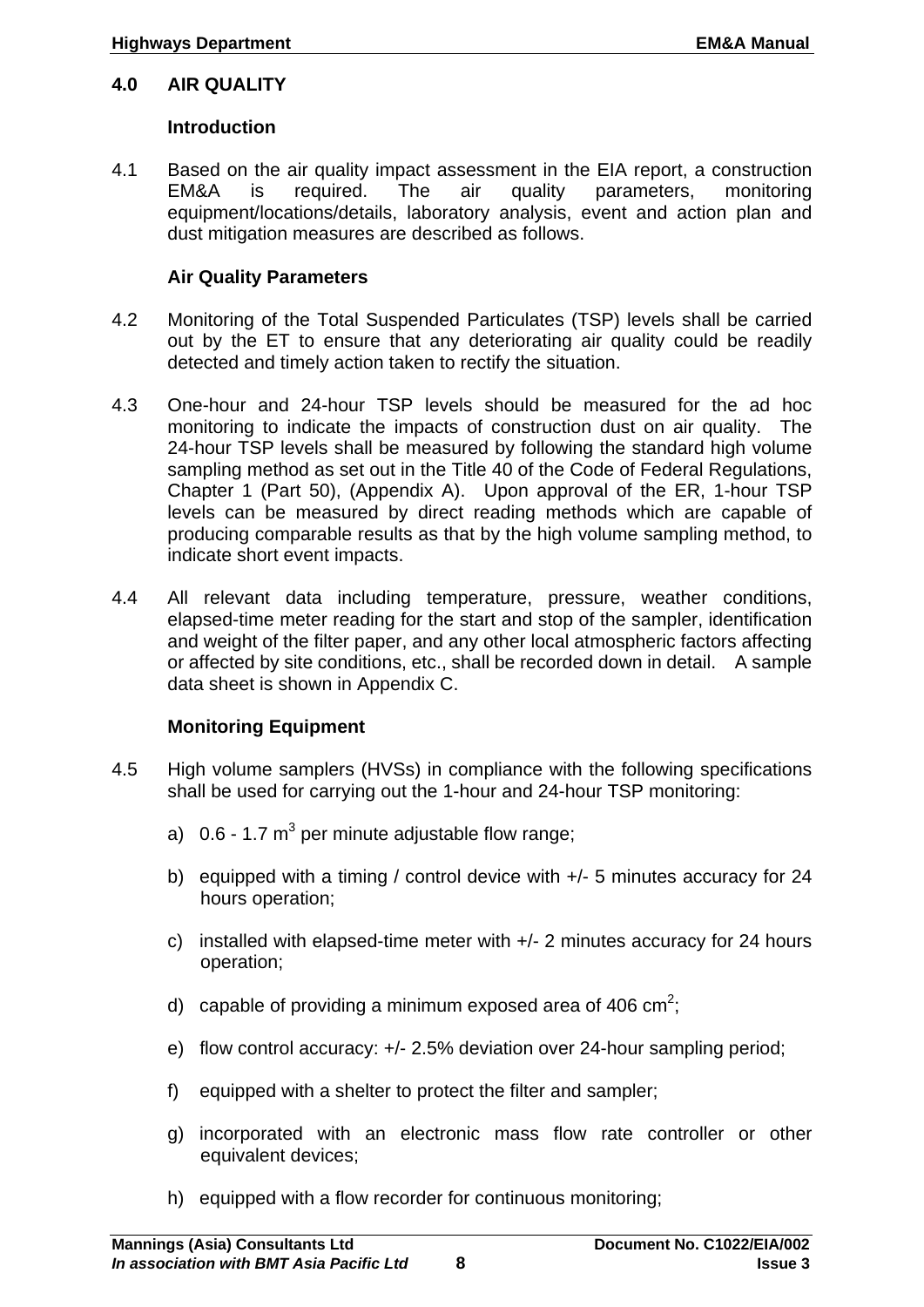## 4.0 AIR QUALITY

### Introduction

4.1 Based on the air quality impact assessment in the EIA report, a construction EM&A is required. The air quality parameters, monitoring equipment/locations/details, laboratory analysis, event and action plan and dust mitigation measures are described as follows.

### Air Quality Parameters

4.2 Monitoring of the Total Suspended Particulates (TSP) levels shall be carried out by the ET to ensure that any deteriorating air quality could be readily detected and timely action taken to rectify the situation.

4.3 One-hour and 24-hour TSP levels should be measured for the ad hoc monitoring to indicate the impacts of construction dust on air quality. The 24-hour TSP levels shall be measured by following the standard high volume sampling method as set out in the Title 40 of the Code of Federal Regulations, Chapter 1 (Part 50), (Appendix A). Upon approval of the ER, 1-hour TSP levels can be measured by direct reading methods which are capable of producing comparable results as that by the high volume sampling method, to indicate short event impacts.

4.4 All relevant data including temperature, pressure, weather conditions, elapsed-time meter reading for the start and stop of the sampler, identification and weight of the filter paper, and any other local atmospheric factors affecting or affected by site conditions, etc., shall be recorded down in detail. A sample data sheet is shown in Appendix C.

### Monitoring Equipment

4.5 High volume samplers (HVSs) in compliance with the following specifications shall be used for carrying out the 1-hour and 24-hour TSP monitoring:

a) 0.6 - 1.7 $m^3$ per minute adjustable flow range;

b) equipped with a timing / control device with +/- 5 minutes accuracy for 24 hours operation;

c) installed with elapsed-time meter with +/- 2 minutes accuracy for 24 hours operation;

d) capable of providing a minimum exposed area of 406 $cm^2$;

e) flow control accuracy: +/- 2.5% deviation over 24-hour sampling period;

f) equipped with a shelter to protect the filter and sampler;

g) incorporated with an electronic mass flow rate controller or other equivalent devices;

h) equipped with a flow recorder for continuous monitoring;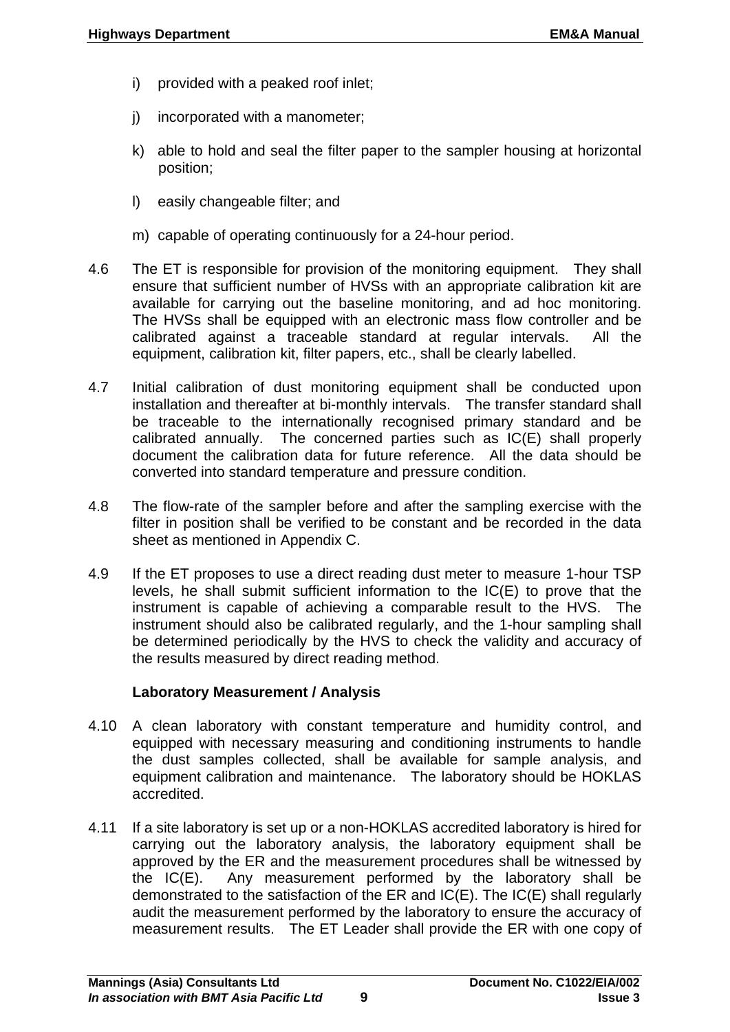i) provided with a peaked roof inlet;

j) incorporated with a manometer;

k) able to hold and seal the filter paper to the sampler housing at horizontal position;

l) easily changeable filter; and

m) capable of operating continuously for a 24-hour period.

4.6 The ET is responsible for provision of the monitoring equipment. They shall ensure that sufficient number of HVSs with an appropriate calibration kit are available for carrying out the baseline monitoring, and ad hoc monitoring. The HVSs shall be equipped with an electronic mass flow controller and be calibrated against a traceable standard at regular intervals. All the equipment, calibration kit, filter papers, etc., shall be clearly labelled.

4.7 Initial calibration of dust monitoring equipment shall be conducted upon installation and thereafter at bi-monthly intervals. The transfer standard shall be traceable to the internationally recognised primary standard and be calibrated annually. The concerned parties such as IC(E) shall properly document the calibration data for future reference. All the data should be converted into standard temperature and pressure condition.

4.8 The flow-rate of the sampler before and after the sampling exercise with the filter in position shall be verified to be constant and be recorded in the data sheet as mentioned in Appendix C.

4.9 If the ET proposes to use a direct reading dust meter to measure 1-hour TSP levels, he shall submit sufficient information to the IC(E) to prove that the instrument is capable of achieving a comparable result to the HVS. The instrument should also be calibrated regularly, and the 1-hour sampling shall be determined periodically by the HVS to check the validity and accuracy of the results measured by direct reading method.

**Laboratory Measurement / Analysis**

4.10 A clean laboratory with constant temperature and humidity control, and equipped with necessary measuring and conditioning instruments to handle the dust samples collected, shall be available for sample analysis, and equipment calibration and maintenance. The laboratory should be HOKLAS accredited.

4.11 If a site laboratory is set up or a non-HOKLAS accredited laboratory is hired for carrying out the laboratory analysis, the laboratory equipment shall be approved by the ER and the measurement procedures shall be witnessed by the IC(E). Any measurement performed by the laboratory shall be demonstrated to the satisfaction of the ER and IC(E). The IC(E) shall regularly audit the measurement performed by the laboratory to ensure the accuracy of measurement results. The ET Leader shall provide the ER with one copy of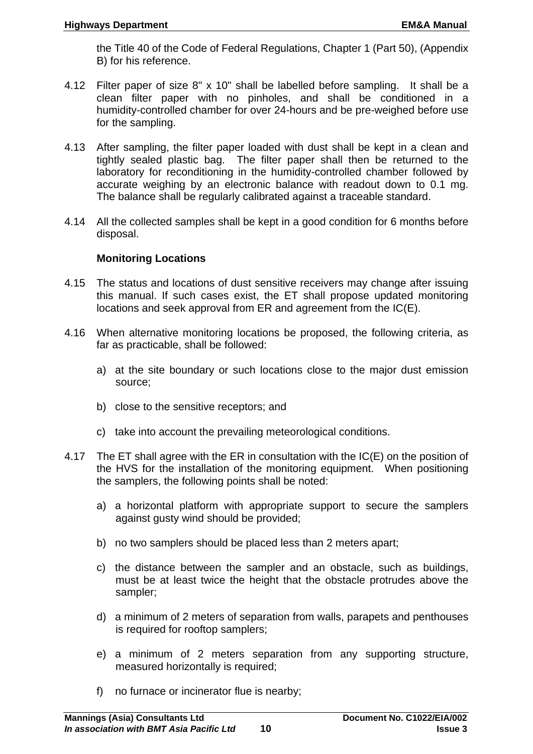the Title 40 of the Code of Federal Regulations, Chapter 1 (Part 50), (Appendix B) for his reference.

4.12 Filter paper of size 8" x 10" shall be labelled before sampling. It shall be a clean filter paper with no pinholes, and shall be conditioned in a humidity-controlled chamber for over 24-hours and be pre-weighed before use for the sampling.

4.13 After sampling, the filter paper loaded with dust shall be kept in a clean and tightly sealed plastic bag. The filter paper shall then be returned to the laboratory for reconditioning in the humidity-controlled chamber followed by accurate weighing by an electronic balance with readout down to 0.1 mg. The balance shall be regularly calibrated against a traceable standard.

4.14 All the collected samples shall be kept in a good condition for 6 months before disposal.

**Monitoring Locations**

4.15 The status and locations of dust sensitive receivers may change after issuing this manual. If such cases exist, the ET shall propose updated monitoring locations and seek approval from ER and agreement from the IC(E).

4.16 When alternative monitoring locations be proposed, the following criteria, as far as practicable, shall be followed:

a) at the site boundary or such locations close to the major dust emission source;

b) close to the sensitive receptors; and

c) take into account the prevailing meteorological conditions.

4.17 The ET shall agree with the ER in consultation with the IC(E) on the position of the HVS for the installation of the monitoring equipment. When positioning the samplers, the following points shall be noted:

a) a horizontal platform with appropriate support to secure the samplers against gusty wind should be provided;

b) no two samplers should be placed less than 2 meters apart;

c) the distance between the sampler and an obstacle, such as buildings, must be at least twice the height that the obstacle protrudes above the sampler;

d) a minimum of 2 meters of separation from walls, parapets and penthouses is required for rooftop samplers;

e) a minimum of 2 meters separation from any supporting structure, measured horizontally is required;

f) no furnace or incinerator flue is nearby;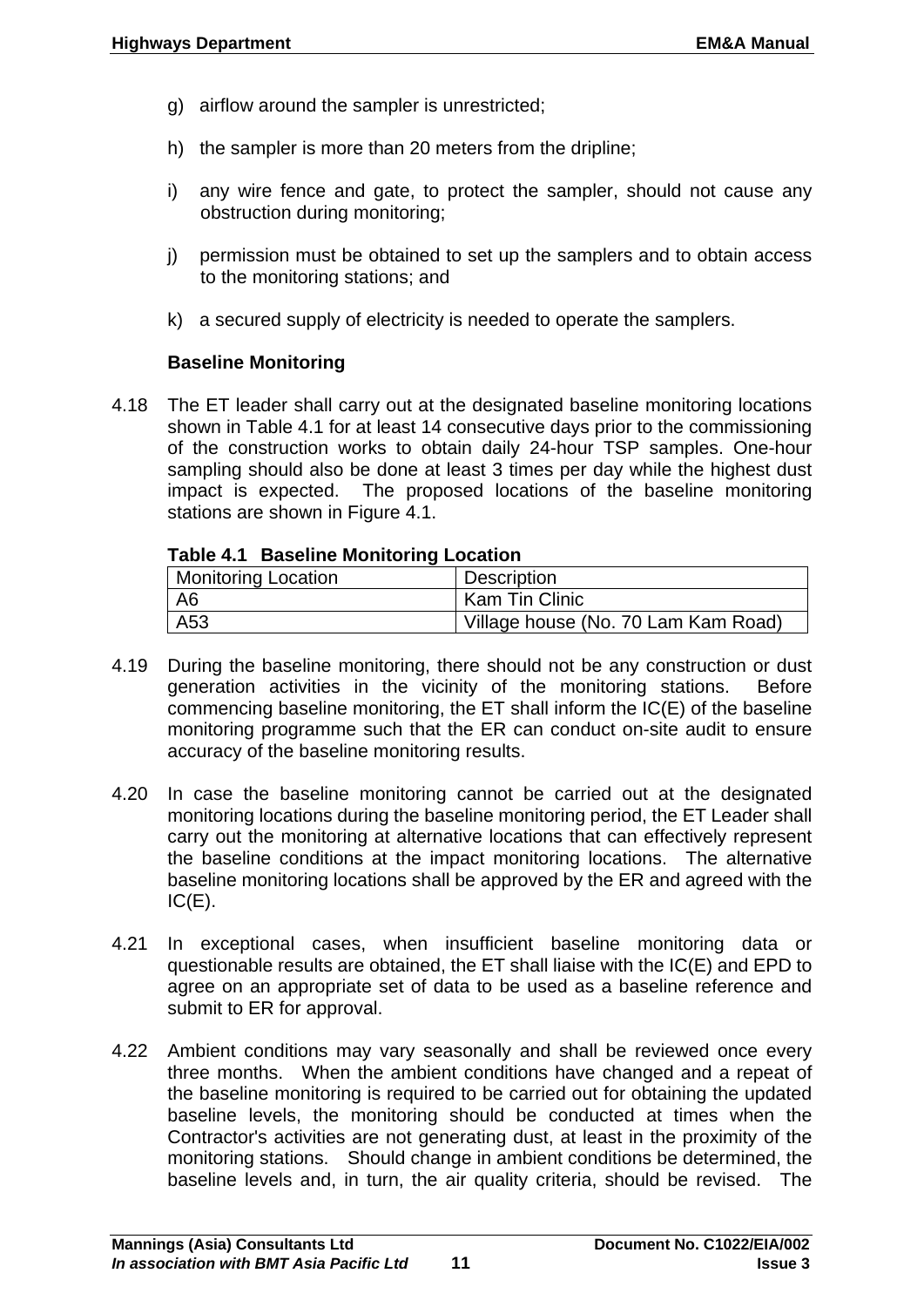g) airflow around the sampler is unrestricted;

h) the sampler is more than 20 meters from the dripline;

i) any wire fence and gate, to protect the sampler, should not cause any obstruction during monitoring;

j) permission must be obtained to set up the samplers and to obtain access to the monitoring stations; and

k) a secured supply of electricity is needed to operate the samplers.

**Baseline Monitoring**

4.18 The ET leader shall carry out at the designated baseline monitoring locations shown in Table 4.1 for at least 14 consecutive days prior to the commissioning of the construction works to obtain daily 24-hour TSP samples. One-hour sampling should also be done at least 3 times per day while the highest dust impact is expected. The proposed locations of the baseline monitoring stations are shown in Figure 4.1.

**Table 4.1 Baseline Monitoring Location**

| Monitoring Location | Description |
|---|---|
| A6 | Kam Tin Clinic |
| A53 | Village house (No. 70 Lam Kam Road) |

4.19 During the baseline monitoring, there should not be any construction or dust generation activities in the vicinity of the monitoring stations. Before commencing baseline monitoring, the ET shall inform the IC(E) of the baseline monitoring programme such that the ER can conduct on-site audit to ensure accuracy of the baseline monitoring results.

4.20 In case the baseline monitoring cannot be carried out at the designated monitoring locations during the baseline monitoring period, the ET Leader shall carry out the monitoring at alternative locations that can effectively represent the baseline conditions at the impact monitoring locations. The alternative baseline monitoring locations shall be approved by the ER and agreed with the IC(E).

4.21 In exceptional cases, when insufficient baseline monitoring data or questionable results are obtained, the ET shall liaise with the IC(E) and EPD to agree on an appropriate set of data to be used as a baseline reference and submit to ER for approval.

4.22 Ambient conditions may vary seasonally and shall be reviewed once every three months. When the ambient conditions have changed and a repeat of the baseline monitoring is required to be carried out for obtaining the updated baseline levels, the monitoring should be conducted at times when the Contractor's activities are not generating dust, at least in the proximity of the monitoring stations. Should change in ambient conditions be determined, the baseline levels and, in turn, the air quality criteria, should be revised. The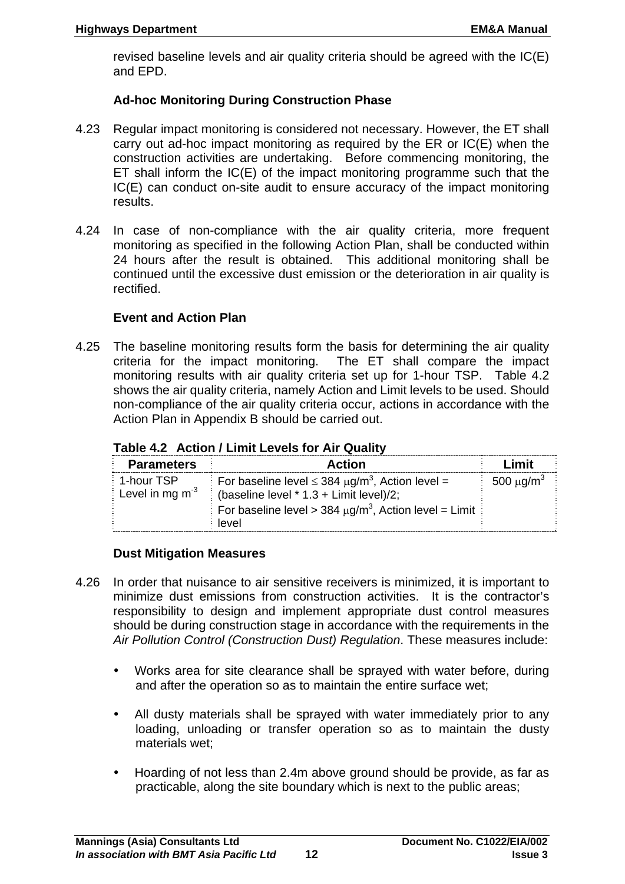revised baseline levels and air quality criteria should be agreed with the IC(E) and EPD.

### Ad-hoc Monitoring During Construction Phase

4.23 Regular impact monitoring is considered not necessary. However, the ET shall carry out ad-hoc impact monitoring as required by the ER or IC(E) when the construction activities are undertaking. Before commencing monitoring, the ET shall inform the IC(E) of the impact monitoring programme such that the IC(E) can conduct on-site audit to ensure accuracy of the impact monitoring results.

4.24 In case of non-compliance with the air quality criteria, more frequent monitoring as specified in the following Action Plan, shall be conducted within 24 hours after the result is obtained. This additional monitoring shall be continued until the excessive dust emission or the deterioration in air quality is rectified.

### Event and Action Plan

4.25 The baseline monitoring results form the basis for determining the air quality criteria for the impact monitoring. The ET shall compare the impact monitoring results with air quality criteria set up for 1-hour TSP. Table 4.2 shows the air quality criteria, namely Action and Limit levels to be used. Should non-compliance of the air quality criteria occur, actions in accordance with the Action Plan in Appendix B should be carried out.

**Table 4.2 Action / Limit Levels for Air Quality**

| Parameters | Action | Limit |
|---|---|---|
| 1-hour TSP Level in mg $m^{-3}$ | For baseline level ≤ 384 $\mu g/m^3$, Action level = (baseline level * 1.3 + Limit level)/2;<br>For baseline level > 384 $\mu g/m^3$, Action level = Limit level | 500 $\mu g/m^3$ |

### Dust Mitigation Measures

4.26 In order that nuisance to air sensitive receivers is minimized, it is important to minimize dust emissions from construction activities. It is the contractor's responsibility to design and implement appropriate dust control measures should be during construction stage in accordance with the requirements in the *Air Pollution Control (Construction Dust) Regulation*. These measures include:

- Works area for site clearance shall be sprayed with water before, during and after the operation so as to maintain the entire surface wet;
- All dusty materials shall be sprayed with water immediately prior to any loading, unloading or transfer operation so as to maintain the dusty materials wet;
- Hoarding of not less than 2.4m above ground should be provide, as far as practicable, along the site boundary which is next to the public areas;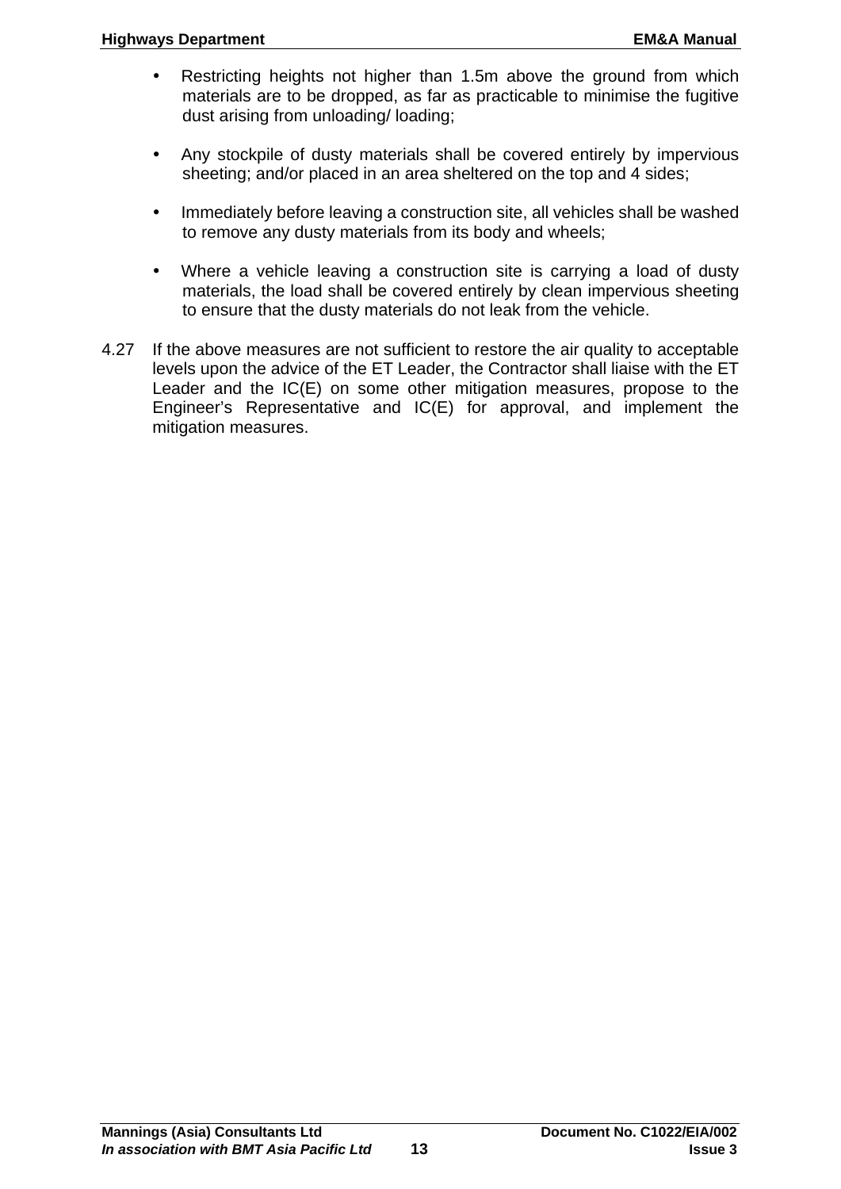- Restricting heights not higher than 1.5m above the ground from which materials are to be dropped, as far as practicable to minimise the fugitive dust arising from unloading/ loading;

- Any stockpile of dusty materials shall be covered entirely by impervious sheeting; and/or placed in an area sheltered on the top and 4 sides;

- Immediately before leaving a construction site, all vehicles shall be washed to remove any dusty materials from its body and wheels;

- Where a vehicle leaving a construction site is carrying a load of dusty materials, the load shall be covered entirely by clean impervious sheeting to ensure that the dusty materials do not leak from the vehicle.

4.27 If the above measures are not sufficient to restore the air quality to acceptable levels upon the advice of the ET Leader, the Contractor shall liaise with the ET Leader and the IC(E) on some other mitigation measures, propose to the Engineer's Representative and IC(E) for approval, and implement the mitigation measures.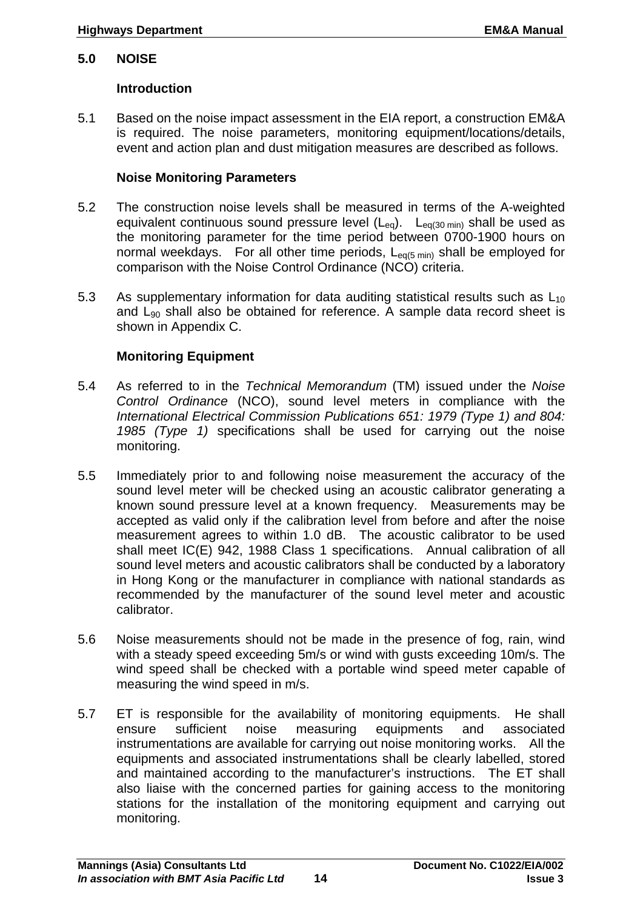## 5.0 NOISE

### Introduction

5.1 Based on the noise impact assessment in the EIA report, a construction EM&A is required. The noise parameters, monitoring equipment/locations/details, event and action plan and dust mitigation measures are described as follows.

### Noise Monitoring Parameters

5.2 The construction noise levels shall be measured in terms of the A-weighted equivalent continuous sound pressure level ($L_{eq}$). $L_{eq(30\ min)}$ shall be used as the monitoring parameter for the time period between 0700-1900 hours on normal weekdays. For all other time periods, $L_{eq(5\ min)}$ shall be employed for comparison with the Noise Control Ordinance (NCO) criteria.

5.3 As supplementary information for data auditing statistical results such as $L_{10}$ and $L_{90}$ shall also be obtained for reference. A sample data record sheet is shown in Appendix C.

### Monitoring Equipment

5.4 As referred to in the *Technical Memorandum* (TM) issued under the *Noise Control Ordinance* (NCO), sound level meters in compliance with the *International Electrical Commission Publications 651: 1979 (Type 1) and 804: 1985 (Type 1)* specifications shall be used for carrying out the noise monitoring.

5.5 Immediately prior to and following noise measurement the accuracy of the sound level meter will be checked using an acoustic calibrator generating a known sound pressure level at a known frequency. Measurements may be accepted as valid only if the calibration level from before and after the noise measurement agrees to within 1.0 dB. The acoustic calibrator to be used shall meet IC(E) 942, 1988 Class 1 specifications. Annual calibration of all sound level meters and acoustic calibrators shall be conducted by a laboratory in Hong Kong or the manufacturer in compliance with national standards as recommended by the manufacturer of the sound level meter and acoustic calibrator.

5.6 Noise measurements should not be made in the presence of fog, rain, wind with a steady speed exceeding 5m/s or wind with gusts exceeding 10m/s. The wind speed shall be checked with a portable wind speed meter capable of measuring the wind speed in m/s.

5.7 ET is responsible for the availability of monitoring equipments. He shall ensure sufficient noise measuring equipments and associated instrumentations are available for carrying out noise monitoring works. All the equipments and associated instrumentations shall be clearly labelled, stored and maintained according to the manufacturer's instructions. The ET shall also liaise with the concerned parties for gaining access to the monitoring stations for the installation of the monitoring equipment and carrying out monitoring.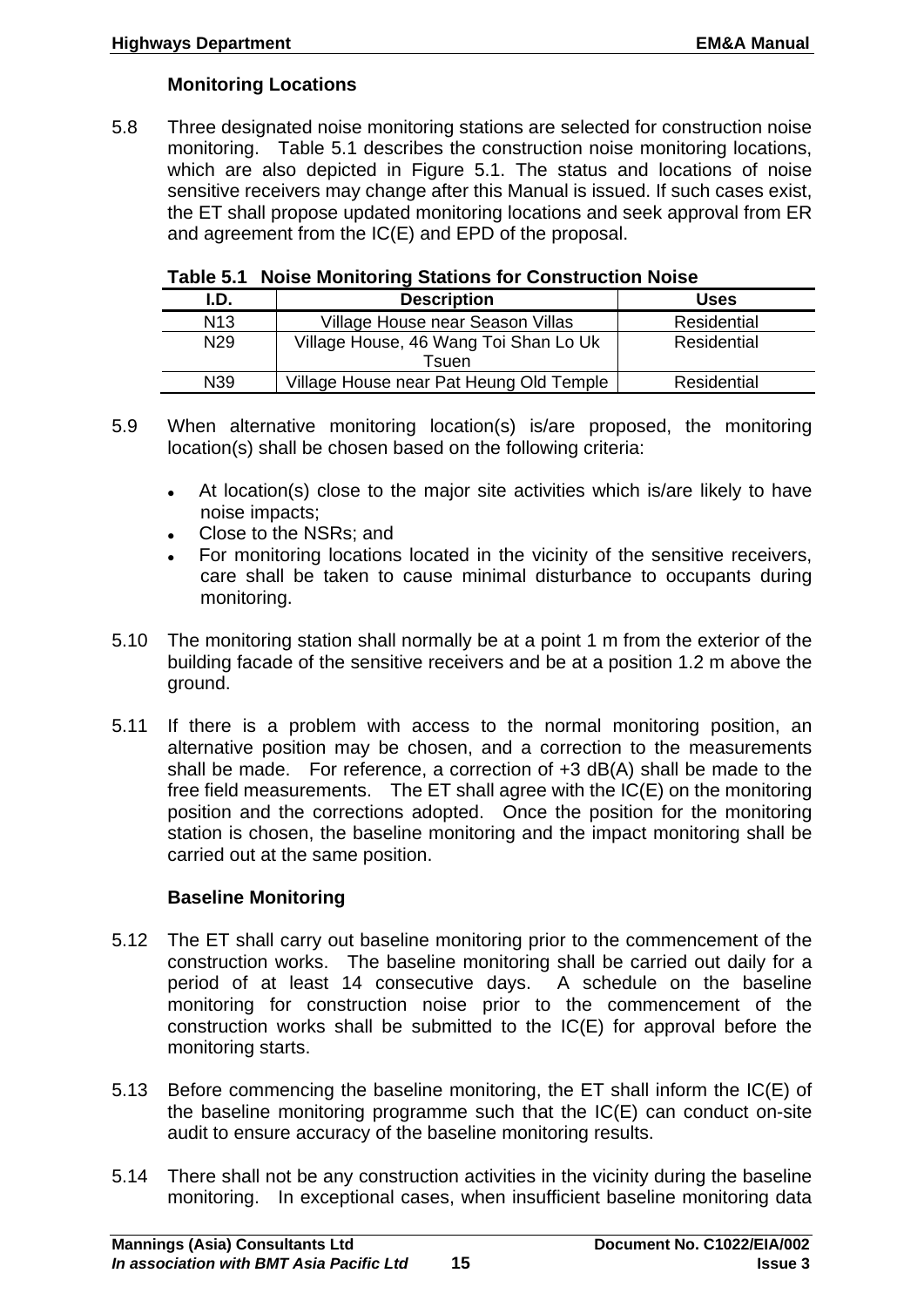### Monitoring Locations

5.8 Three designated noise monitoring stations are selected for construction noise monitoring. Table 5.1 describes the construction noise monitoring locations, which are also depicted in Figure 5.1. The status and locations of noise sensitive receivers may change after this Manual is issued. If such cases exist, the ET shall propose updated monitoring locations and seek approval from ER and agreement from the IC(E) and EPD of the proposal.

**Table 5.1 Noise Monitoring Stations for Construction Noise**

| I.D. | Description | Uses |
|---|---|---|
| N13 | Village House near Season Villas | Residential |
| N29 | Village House, 46 Wang Toi Shan Lo Uk Tsuen | Residential |
| N39 | Village House near Pat Heung Old Temple | Residential |

5.9 When alternative monitoring location(s) is/are proposed, the monitoring location(s) shall be chosen based on the following criteria:

- At location(s) close to the major site activities which is/are likely to have noise impacts;
- Close to the NSRs; and
- For monitoring locations located in the vicinity of the sensitive receivers, care shall be taken to cause minimal disturbance to occupants during monitoring.

5.10 The monitoring station shall normally be at a point 1 m from the exterior of the building facade of the sensitive receivers and be at a position 1.2 m above the ground.

5.11 If there is a problem with access to the normal monitoring position, an alternative position may be chosen, and a correction to the measurements shall be made. For reference, a correction of +3 dB(A) shall be made to the free field measurements. The ET shall agree with the IC(E) on the monitoring position and the corrections adopted. Once the position for the monitoring station is chosen, the baseline monitoring and the impact monitoring shall be carried out at the same position.

### Baseline Monitoring

5.12 The ET shall carry out baseline monitoring prior to the commencement of the construction works. The baseline monitoring shall be carried out daily for a period of at least 14 consecutive days. A schedule on the baseline monitoring for construction noise prior to the commencement of the construction works shall be submitted to the IC(E) for approval before the monitoring starts.

5.13 Before commencing the baseline monitoring, the ET shall inform the IC(E) of the baseline monitoring programme such that the IC(E) can conduct on-site audit to ensure accuracy of the baseline monitoring results.

5.14 There shall not be any construction activities in the vicinity during the baseline monitoring. In exceptional cases, when insufficient baseline monitoring data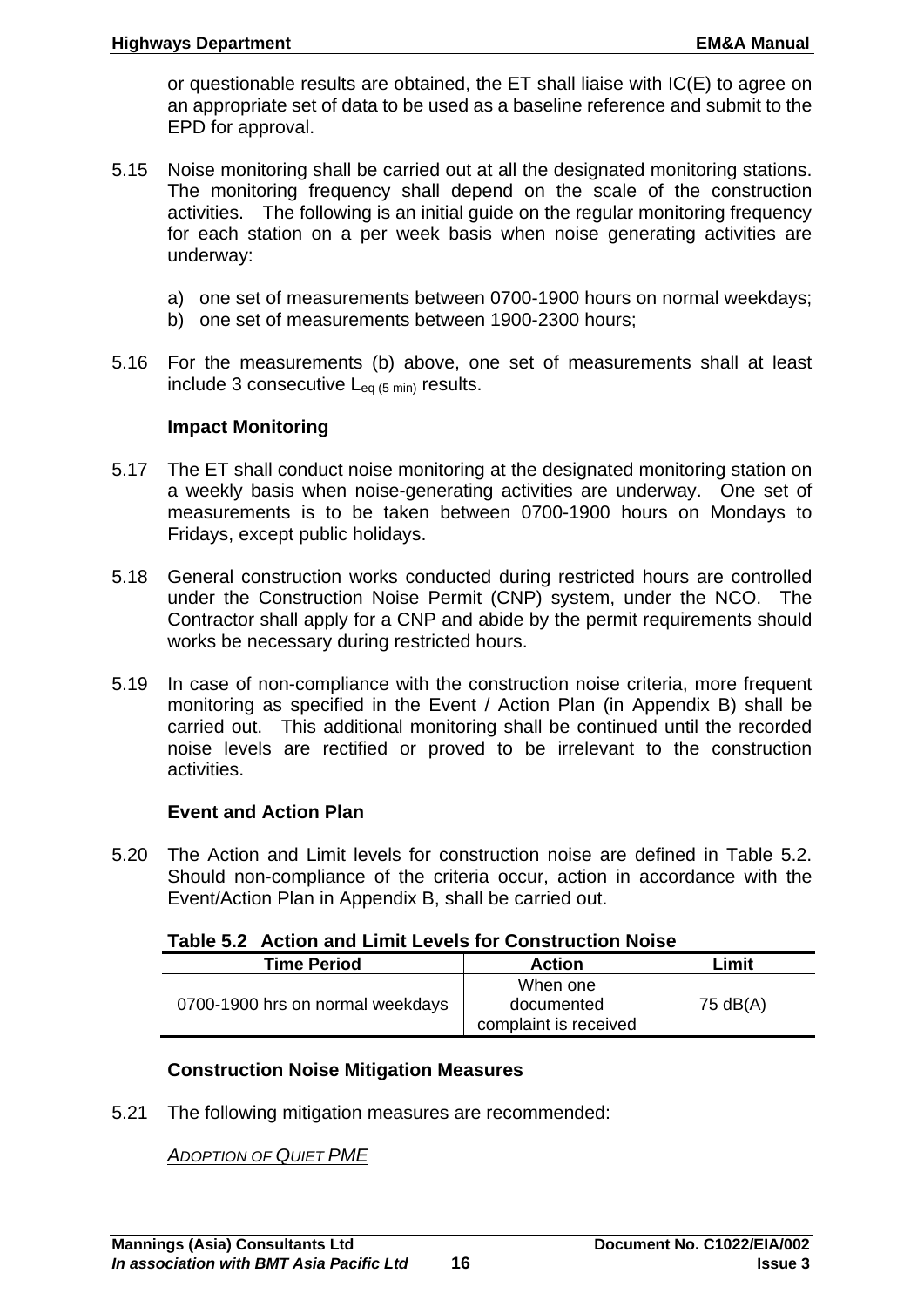or questionable results are obtained, the ET shall liaise with IC(E) to agree on an appropriate set of data to be used as a baseline reference and submit to the EPD for approval.

5.15 Noise monitoring shall be carried out at all the designated monitoring stations. The monitoring frequency shall depend on the scale of the construction activities. The following is an initial guide on the regular monitoring frequency for each station on a per week basis when noise generating activities are underway:

a) one set of measurements between 0700-1900 hours on normal weekdays;
b) one set of measurements between 1900-2300 hours;

5.16 For the measurements (b) above, one set of measurements shall at least include 3 consecutive $L_{eq\ (5\ min)}$ results.

**Impact Monitoring**

5.17 The ET shall conduct noise monitoring at the designated monitoring station on a weekly basis when noise-generating activities are underway. One set of measurements is to be taken between 0700-1900 hours on Mondays to Fridays, except public holidays.

5.18 General construction works conducted during restricted hours are controlled under the Construction Noise Permit (CNP) system, under the NCO. The Contractor shall apply for a CNP and abide by the permit requirements should works be necessary during restricted hours.

5.19 In case of non-compliance with the construction noise criteria, more frequent monitoring as specified in the Event / Action Plan (in Appendix B) shall be carried out. This additional monitoring shall be continued until the recorded noise levels are rectified or proved to be irrelevant to the construction activities.

**Event and Action Plan**

5.20 The Action and Limit levels for construction noise are defined in Table 5.2. Should non-compliance of the criteria occur, action in accordance with the Event/Action Plan in Appendix B, shall be carried out.

**Table 5.2 Action and Limit Levels for Construction Noise**

| Time Period | Action | Limit |
|---|---|---|
| 0700-1900 hrs on normal weekdays | When one documented complaint is received | 75 dB(A) |

**Construction Noise Mitigation Measures**

5.21 The following mitigation measures are recommended:

*ADOPTION OF QUIET PME*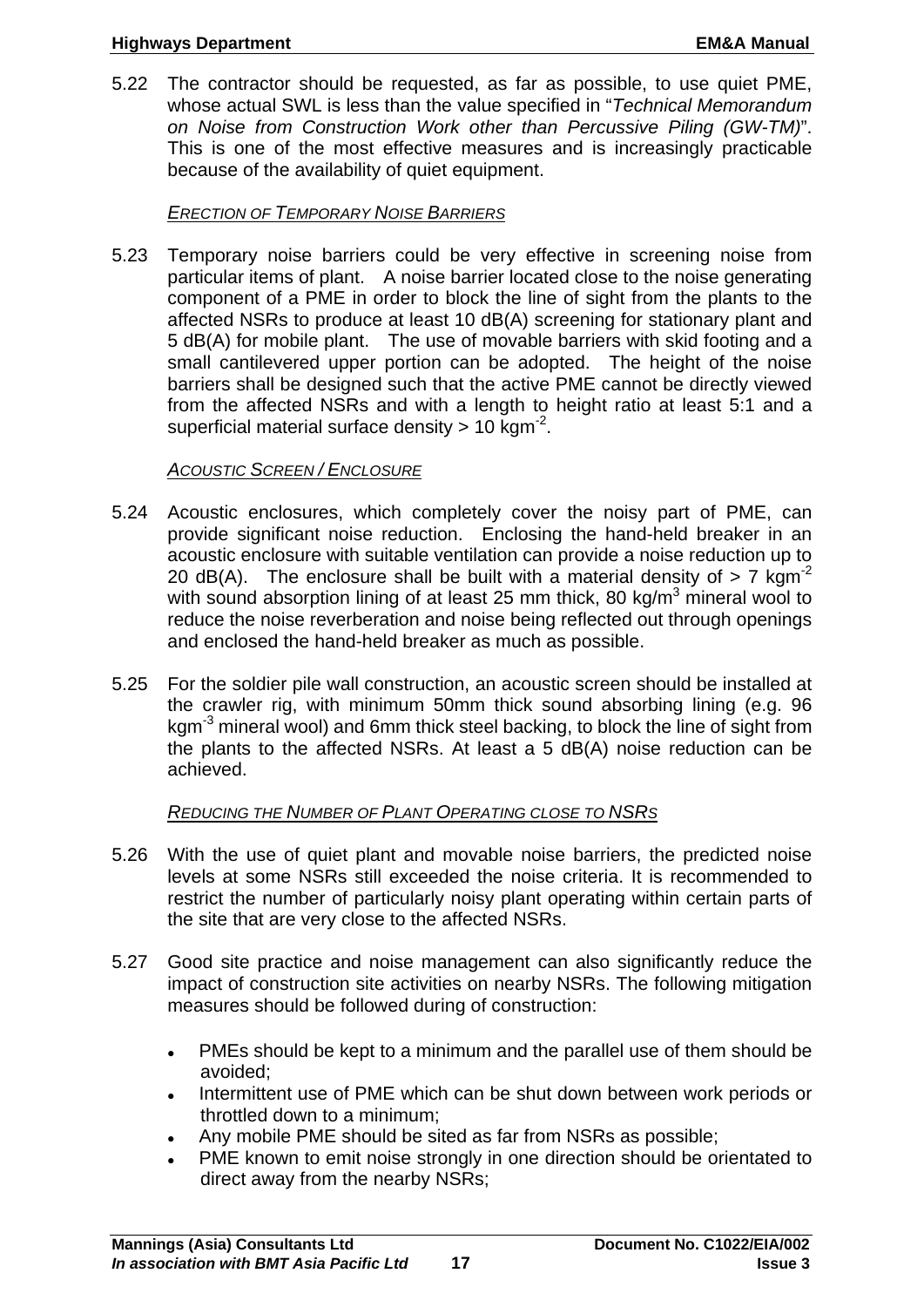5.22 The contractor should be requested, as far as possible, to use quiet PME, whose actual SWL is less than the value specified in "*Technical Memorandum on Noise from Construction Work other than Percussive Piling (GW-TM)*". This is one of the most effective measures and is increasingly practicable because of the availability of quiet equipment.

*ERECTION OF TEMPORARY NOISE BARRIERS*

5.23 Temporary noise barriers could be very effective in screening noise from particular items of plant. A noise barrier located close to the noise generating component of a PME in order to block the line of sight from the plants to the affected NSRs to produce at least 10 dB(A) screening for stationary plant and 5 dB(A) for mobile plant. The use of movable barriers with skid footing and a small cantilevered upper portion can be adopted. The height of the noise barriers shall be designed such that the active PME cannot be directly viewed from the affected NSRs and with a length to height ratio at least 5:1 and a superficial material surface density > 10 $kgm^{-2}$.

*ACOUSTIC SCREEN / ENCLOSURE*

5.24 Acoustic enclosures, which completely cover the noisy part of PME, can provide significant noise reduction. Enclosing the hand-held breaker in an acoustic enclosure with suitable ventilation can provide a noise reduction up to 20 dB(A). The enclosure shall be built with a material density of > 7 $kgm^{-2}$ with sound absorption lining of at least 25 mm thick, 80 $kg/m^3$ mineral wool to reduce the noise reverberation and noise being reflected out through openings and enclosed the hand-held breaker as much as possible.

5.25 For the soldier pile wall construction, an acoustic screen should be installed at the crawler rig, with minimum 50mm thick sound absorbing lining (e.g. 96 $kgm^{-3}$ mineral wool) and 6mm thick steel backing, to block the line of sight from the plants to the affected NSRs. At least a 5 dB(A) noise reduction can be achieved.

*REDUCING THE NUMBER OF PLANT OPERATING CLOSE TO NSRS*

5.26 With the use of quiet plant and movable noise barriers, the predicted noise levels at some NSRs still exceeded the noise criteria. It is recommended to restrict the number of particularly noisy plant operating within certain parts of the site that are very close to the affected NSRs.

5.27 Good site practice and noise management can also significantly reduce the impact of construction site activities on nearby NSRs. The following mitigation measures should be followed during of construction:

- PMEs should be kept to a minimum and the parallel use of them should be avoided;
- Intermittent use of PME which can be shut down between work periods or throttled down to a minimum;
- Any mobile PME should be sited as far from NSRs as possible;
- PME known to emit noise strongly in one direction should be orientated to direct away from the nearby NSRs;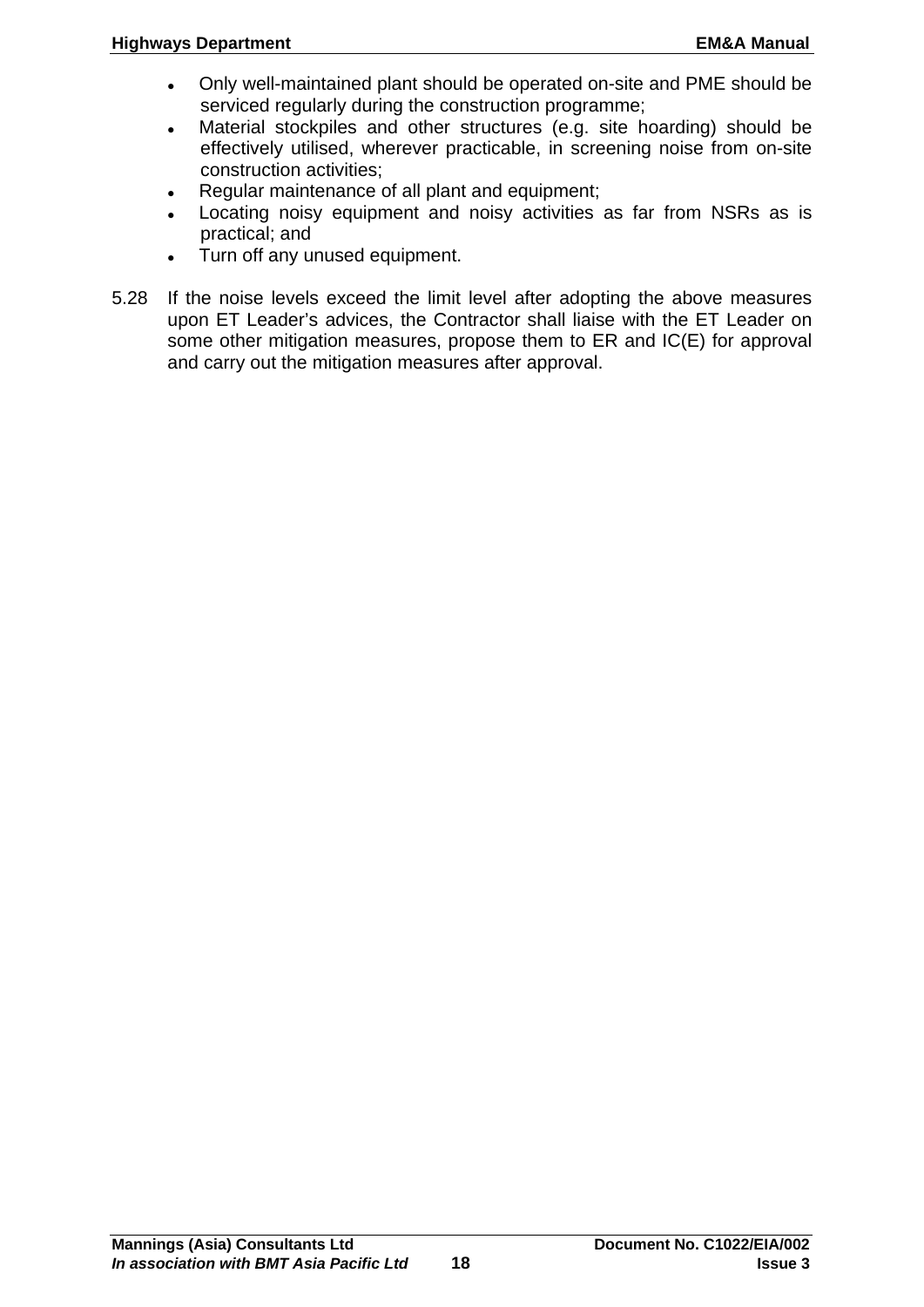- Only well-maintained plant should be operated on-site and PME should be serviced regularly during the construction programme;
- Material stockpiles and other structures (e.g. site hoarding) should be effectively utilised, wherever practicable, in screening noise from on-site construction activities;
- Regular maintenance of all plant and equipment;
- Locating noisy equipment and noisy activities as far from NSRs as is practical; and
- Turn off any unused equipment.

5.28 If the noise levels exceed the limit level after adopting the above measures upon ET Leader's advices, the Contractor shall liaise with the ET Leader on some other mitigation measures, propose them to ER and IC(E) for approval and carry out the mitigation measures after approval.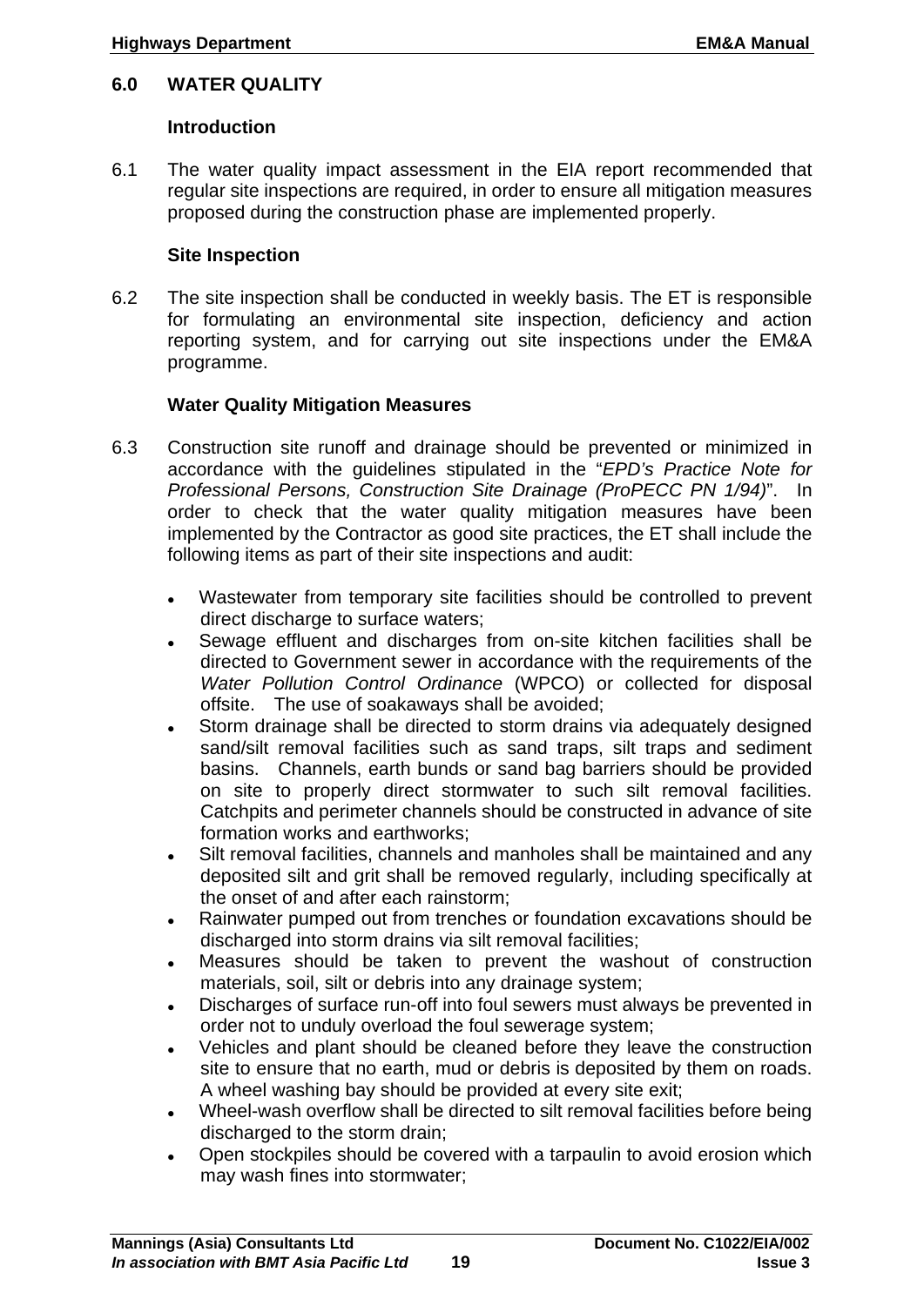## 6.0 WATER QUALITY

### Introduction

6.1 The water quality impact assessment in the EIA report recommended that regular site inspections are required, in order to ensure all mitigation measures proposed during the construction phase are implemented properly.

### Site Inspection

6.2 The site inspection shall be conducted in weekly basis. The ET is responsible for formulating an environmental site inspection, deficiency and action reporting system, and for carrying out site inspections under the EM&A programme.

### Water Quality Mitigation Measures

6.3 Construction site runoff and drainage should be prevented or minimized in accordance with the guidelines stipulated in the "*EPD's Practice Note for Professional Persons, Construction Site Drainage (ProPECC PN 1/94)*". In order to check that the water quality mitigation measures have been implemented by the Contractor as good site practices, the ET shall include the following items as part of their site inspections and audit:

- Wastewater from temporary site facilities should be controlled to prevent direct discharge to surface waters;
- Sewage effluent and discharges from on-site kitchen facilities shall be directed to Government sewer in accordance with the requirements of the *Water Pollution Control Ordinance* (WPCO) or collected for disposal offsite. The use of soakaways shall be avoided;
- Storm drainage shall be directed to storm drains via adequately designed sand/silt removal facilities such as sand traps, silt traps and sediment basins. Channels, earth bunds or sand bag barriers should be provided on site to properly direct stormwater to such silt removal facilities. Catchpits and perimeter channels should be constructed in advance of site formation works and earthworks;
- Silt removal facilities, channels and manholes shall be maintained and any deposited silt and grit shall be removed regularly, including specifically at the onset of and after each rainstorm;
- Rainwater pumped out from trenches or foundation excavations should be discharged into storm drains via silt removal facilities;
- Measures should be taken to prevent the washout of construction materials, soil, silt or debris into any drainage system;
- Discharges of surface run-off into foul sewers must always be prevented in order not to unduly overload the foul sewerage system;
- Vehicles and plant should be cleaned before they leave the construction site to ensure that no earth, mud or debris is deposited by them on roads. A wheel washing bay should be provided at every site exit;
- Wheel-wash overflow shall be directed to silt removal facilities before being discharged to the storm drain;
- Open stockpiles should be covered with a tarpaulin to avoid erosion which may wash fines into stormwater;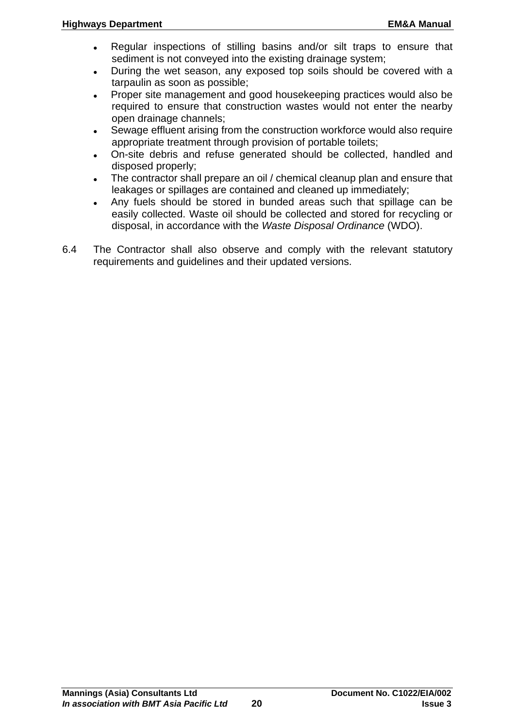- Regular inspections of stilling basins and/or silt traps to ensure that sediment is not conveyed into the existing drainage system;
- During the wet season, any exposed top soils should be covered with a tarpaulin as soon as possible;
- Proper site management and good housekeeping practices would also be required to ensure that construction wastes would not enter the nearby open drainage channels;
- Sewage effluent arising from the construction workforce would also require appropriate treatment through provision of portable toilets;
- On-site debris and refuse generated should be collected, handled and disposed properly;
- The contractor shall prepare an oil / chemical cleanup plan and ensure that leakages or spillages are contained and cleaned up immediately;
- Any fuels should be stored in bunded areas such that spillage can be easily collected. Waste oil should be collected and stored for recycling or disposal, in accordance with the *Waste Disposal Ordinance* (WDO).

6.4 The Contractor shall also observe and comply with the relevant statutory requirements and guidelines and their updated versions.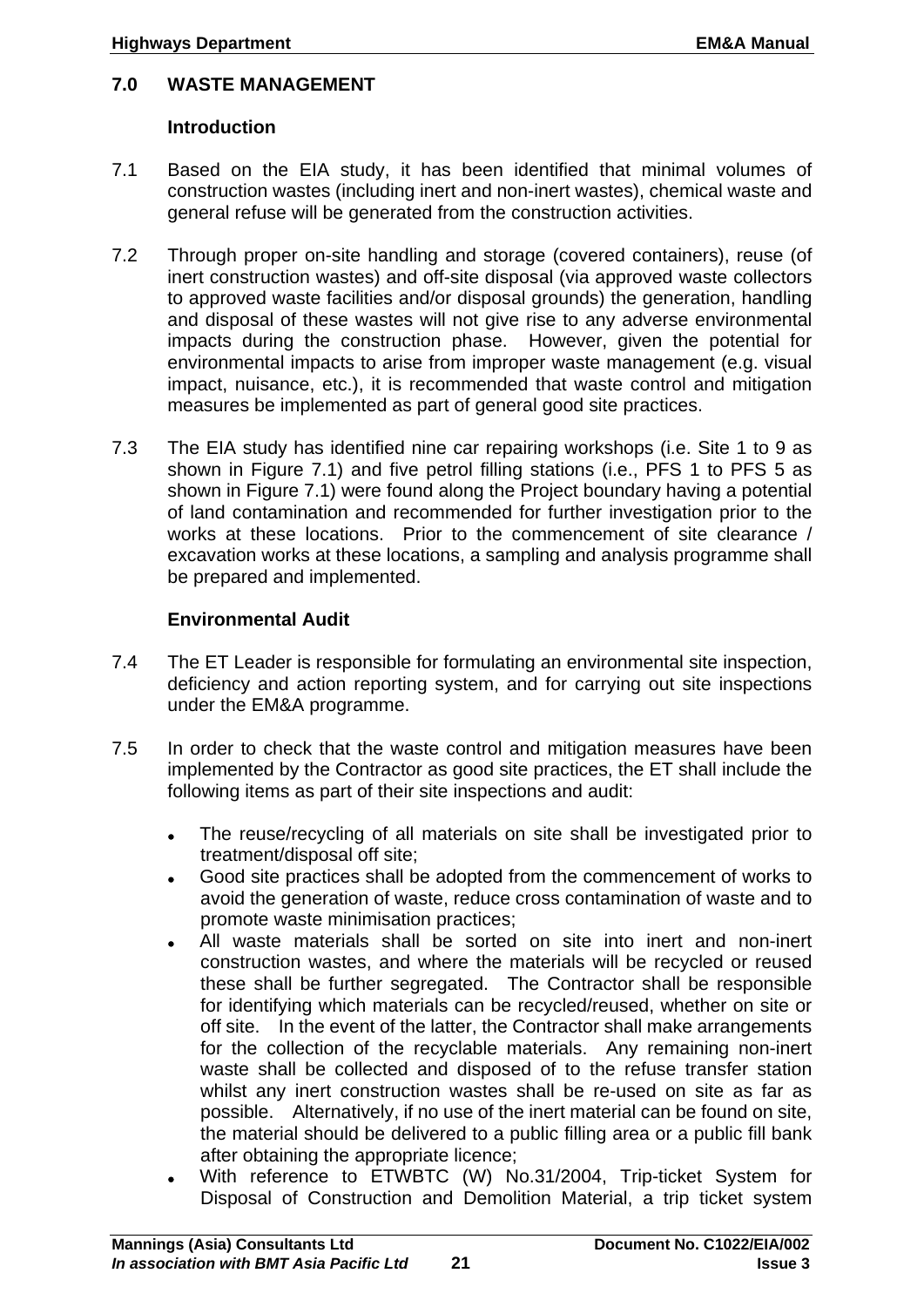## 7.0 WASTE MANAGEMENT

### Introduction

7.1 Based on the EIA study, it has been identified that minimal volumes of construction wastes (including inert and non-inert wastes), chemical waste and general refuse will be generated from the construction activities.

7.2 Through proper on-site handling and storage (covered containers), reuse (of inert construction wastes) and off-site disposal (via approved waste collectors to approved waste facilities and/or disposal grounds) the generation, handling and disposal of these wastes will not give rise to any adverse environmental impacts during the construction phase. However, given the potential for environmental impacts to arise from improper waste management (e.g. visual impact, nuisance, etc.), it is recommended that waste control and mitigation measures be implemented as part of general good site practices.

7.3 The EIA study has identified nine car repairing workshops (i.e. Site 1 to 9 as shown in Figure 7.1) and five petrol filling stations (i.e., PFS 1 to PFS 5 as shown in Figure 7.1) were found along the Project boundary having a potential of land contamination and recommended for further investigation prior to the works at these locations. Prior to the commencement of site clearance / excavation works at these locations, a sampling and analysis programme shall be prepared and implemented.

### Environmental Audit

7.4 The ET Leader is responsible for formulating an environmental site inspection, deficiency and action reporting system, and for carrying out site inspections under the EM&A programme.

7.5 In order to check that the waste control and mitigation measures have been implemented by the Contractor as good site practices, the ET shall include the following items as part of their site inspections and audit:

- The reuse/recycling of all materials on site shall be investigated prior to treatment/disposal off site;
- Good site practices shall be adopted from the commencement of works to avoid the generation of waste, reduce cross contamination of waste and to promote waste minimisation practices;
- All waste materials shall be sorted on site into inert and non-inert construction wastes, and where the materials will be recycled or reused these shall be further segregated. The Contractor shall be responsible for identifying which materials can be recycled/reused, whether on site or off site. In the event of the latter, the Contractor shall make arrangements for the collection of the recyclable materials. Any remaining non-inert waste shall be collected and disposed of to the refuse transfer station whilst any inert construction wastes shall be re-used on site as far as possible. Alternatively, if no use of the inert material can be found on site, the material should be delivered to a public filling area or a public fill bank after obtaining the appropriate licence;
- With reference to ETWBTC (W) No.31/2004, Trip-ticket System for Disposal of Construction and Demolition Material, a trip ticket system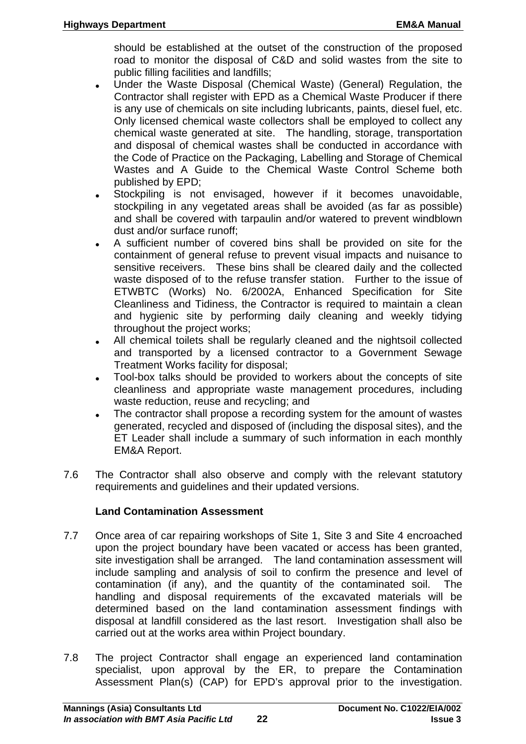should be established at the outset of the construction of the proposed road to monitor the disposal of C&D and solid wastes from the site to public filling facilities and landfills;

- Under the Waste Disposal (Chemical Waste) (General) Regulation, the Contractor shall register with EPD as a Chemical Waste Producer if there is any use of chemicals on site including lubricants, paints, diesel fuel, etc. Only licensed chemical waste collectors shall be employed to collect any chemical waste generated at site. The handling, storage, transportation and disposal of chemical wastes shall be conducted in accordance with the Code of Practice on the Packaging, Labelling and Storage of Chemical Wastes and A Guide to the Chemical Waste Control Scheme both published by EPD;
- Stockpiling is not envisaged, however if it becomes unavoidable, stockpiling in any vegetated areas shall be avoided (as far as possible) and shall be covered with tarpaulin and/or watered to prevent windblown dust and/or surface runoff;
- A sufficient number of covered bins shall be provided on site for the containment of general refuse to prevent visual impacts and nuisance to sensitive receivers. These bins shall be cleared daily and the collected waste disposed of to the refuse transfer station. Further to the issue of ETWBTC (Works) No. 6/2002A, Enhanced Specification for Site Cleanliness and Tidiness, the Contractor is required to maintain a clean and hygienic site by performing daily cleaning and weekly tidying throughout the project works;
- All chemical toilets shall be regularly cleaned and the nightsoil collected and transported by a licensed contractor to a Government Sewage Treatment Works facility for disposal;
- Tool-box talks should be provided to workers about the concepts of site cleanliness and appropriate waste management procedures, including waste reduction, reuse and recycling; and
- The contractor shall propose a recording system for the amount of wastes generated, recycled and disposed of (including the disposal sites), and the ET Leader shall include a summary of such information in each monthly EM&A Report.

7.6 The Contractor shall also observe and comply with the relevant statutory requirements and guidelines and their updated versions.

**Land Contamination Assessment**

7.7 Once area of car repairing workshops of Site 1, Site 3 and Site 4 encroached upon the project boundary have been vacated or access has been granted, site investigation shall be arranged. The land contamination assessment will include sampling and analysis of soil to confirm the presence and level of contamination (if any), and the quantity of the contaminated soil. The handling and disposal requirements of the excavated materials will be determined based on the land contamination assessment findings with disposal at landfill considered as the last resort. Investigation shall also be carried out at the works area within Project boundary.

7.8 The project Contractor shall engage an experienced land contamination specialist, upon approval by the ER, to prepare the Contamination Assessment Plan(s) (CAP) for EPD's approval prior to the investigation.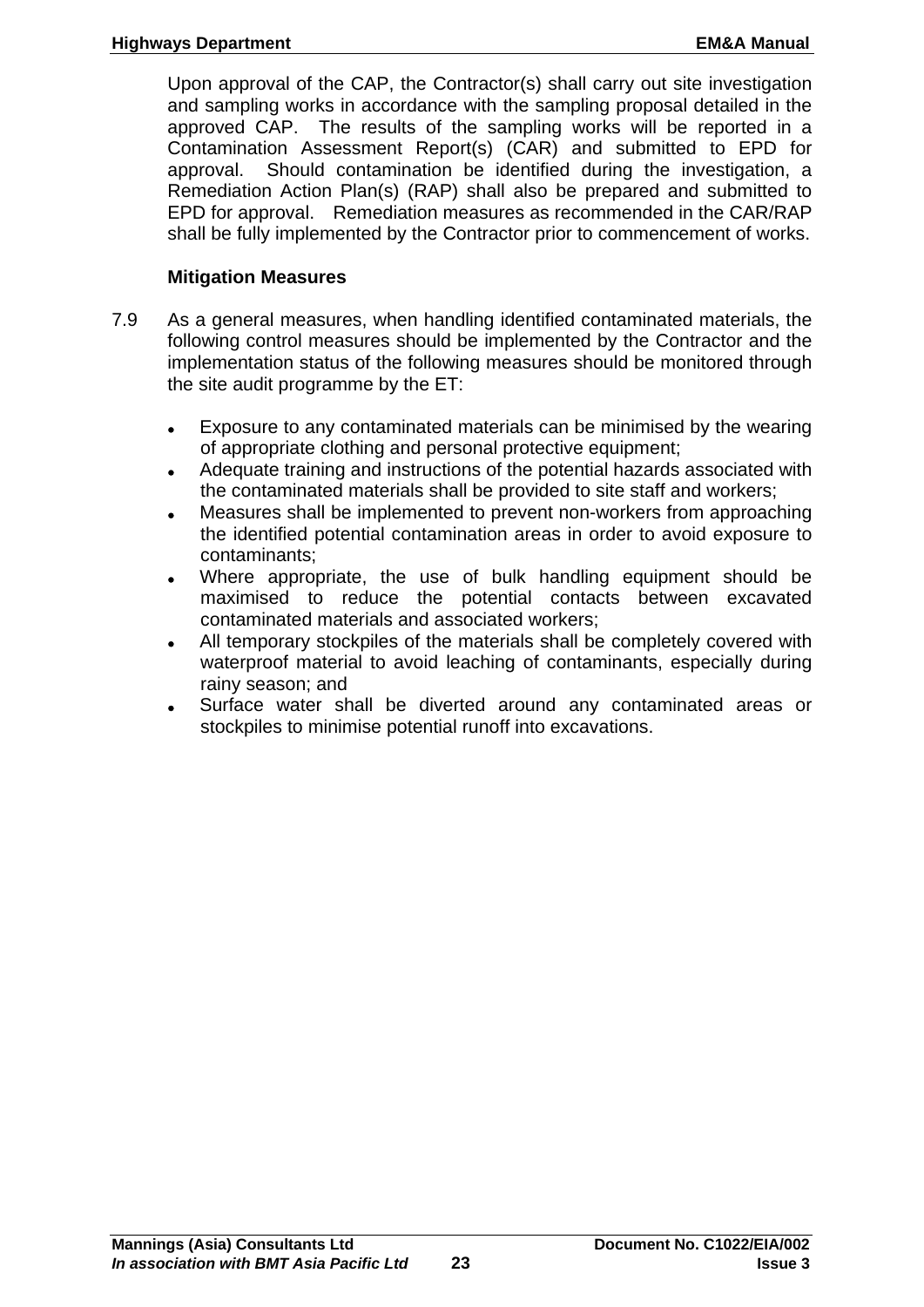Upon approval of the CAP, the Contractor(s) shall carry out site investigation and sampling works in accordance with the sampling proposal detailed in the approved CAP. The results of the sampling works will be reported in a Contamination Assessment Report(s) (CAR) and submitted to EPD for approval. Should contamination be identified during the investigation, a Remediation Action Plan(s) (RAP) shall also be prepared and submitted to EPD for approval. Remediation measures as recommended in the CAR/RAP shall be fully implemented by the Contractor prior to commencement of works.

**Mitigation Measures**

7.9 As a general measures, when handling identified contaminated materials, the following control measures should be implemented by the Contractor and the implementation status of the following measures should be monitored through the site audit programme by the ET:

- Exposure to any contaminated materials can be minimised by the wearing of appropriate clothing and personal protective equipment;
- Adequate training and instructions of the potential hazards associated with the contaminated materials shall be provided to site staff and workers;
- Measures shall be implemented to prevent non-workers from approaching the identified potential contamination areas in order to avoid exposure to contaminants;
- Where appropriate, the use of bulk handling equipment should be maximised to reduce the potential contacts between excavated contaminated materials and associated workers;
- All temporary stockpiles of the materials shall be completely covered with waterproof material to avoid leaching of contaminants, especially during rainy season; and
- Surface water shall be diverted around any contaminated areas or stockpiles to minimise potential runoff into excavations.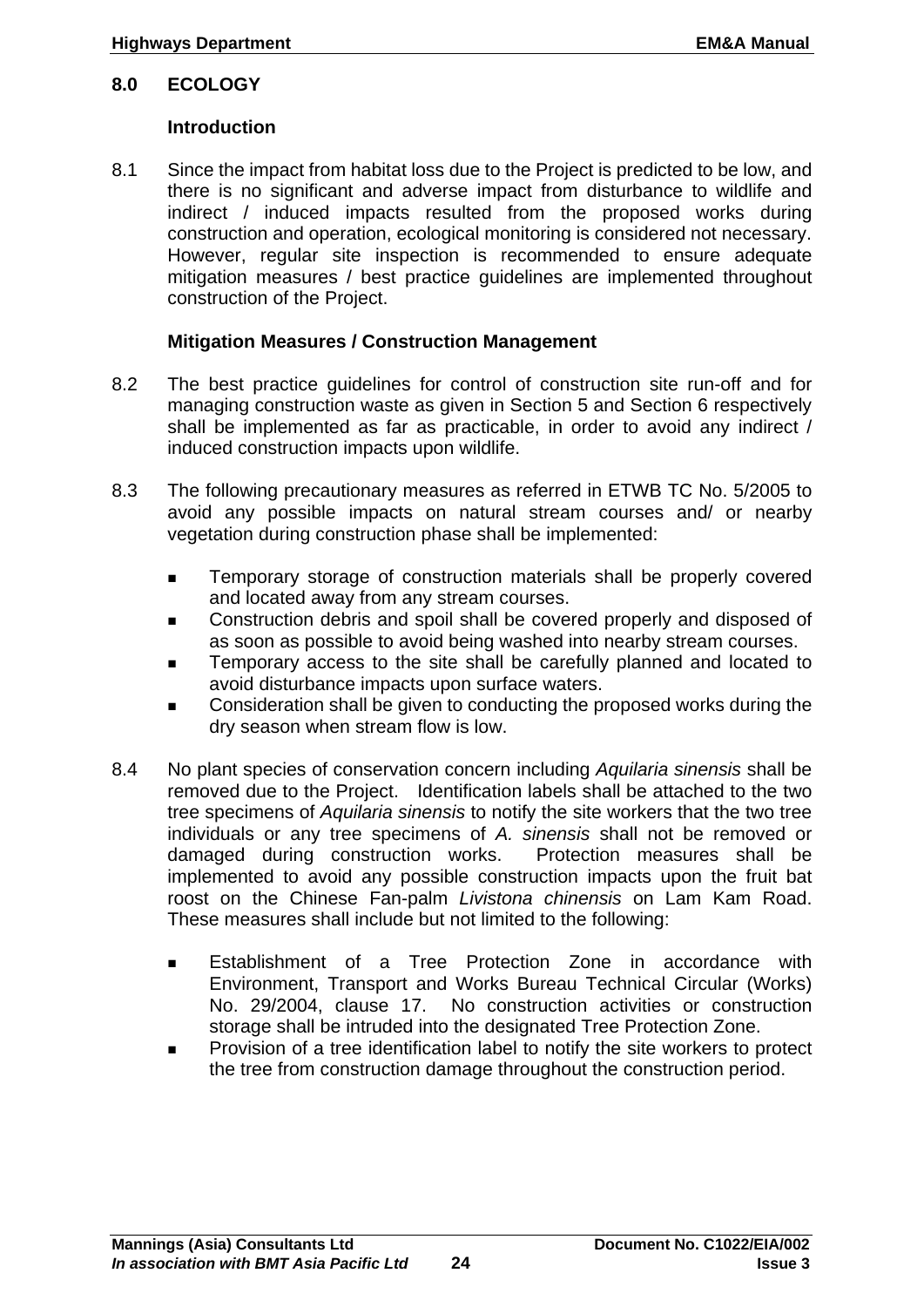# 8.0 ECOLOGY

## Introduction

8.1 Since the impact from habitat loss due to the Project is predicted to be low, and there is no significant and adverse impact from disturbance to wildlife and indirect / induced impacts resulted from the proposed works during construction and operation, ecological monitoring is considered not necessary. However, regular site inspection is recommended to ensure adequate mitigation measures / best practice guidelines are implemented throughout construction of the Project.

## Mitigation Measures / Construction Management

8.2 The best practice guidelines for control of construction site run-off and for managing construction waste as given in Section 5 and Section 6 respectively shall be implemented as far as practicable, in order to avoid any indirect / induced construction impacts upon wildlife.

8.3 The following precautionary measures as referred in ETWB TC No. 5/2005 to avoid any possible impacts on natural stream courses and/ or nearby vegetation during construction phase shall be implemented:

- Temporary storage of construction materials shall be properly covered and located away from any stream courses.
- Construction debris and spoil shall be covered properly and disposed of as soon as possible to avoid being washed into nearby stream courses.
- Temporary access to the site shall be carefully planned and located to avoid disturbance impacts upon surface waters.
- Consideration shall be given to conducting the proposed works during the dry season when stream flow is low.

8.4 No plant species of conservation concern including *Aquilaria sinensis* shall be removed due to the Project. Identification labels shall be attached to the two tree specimens of *Aquilaria sinensis* to notify the site workers that the two tree individuals or any tree specimens of *A. sinensis* shall not be removed or damaged during construction works. Protection measures shall be implemented to avoid any possible construction impacts upon the fruit bat roost on the Chinese Fan-palm *Livistona chinensis* on Lam Kam Road. These measures shall include but not limited to the following:

- Establishment of a Tree Protection Zone in accordance with Environment, Transport and Works Bureau Technical Circular (Works) No. 29/2004, clause 17. No construction activities or construction storage shall be intruded into the designated Tree Protection Zone.
- Provision of a tree identification label to notify the site workers to protect the tree from construction damage throughout the construction period.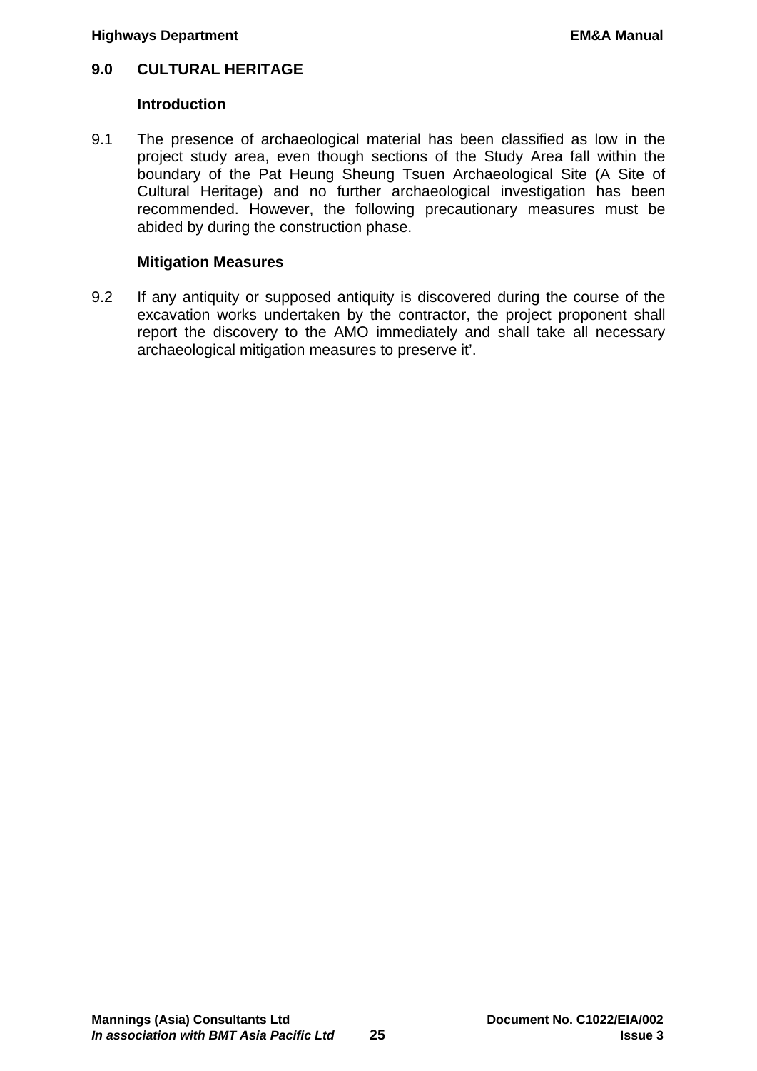## 9.0 CULTURAL HERITAGE

### Introduction

9.1 The presence of archaeological material has been classified as low in the project study area, even though sections of the Study Area fall within the boundary of the Pat Heung Sheung Tsuen Archaeological Site (A Site of Cultural Heritage) and no further archaeological investigation has been recommended. However, the following precautionary measures must be abided by during the construction phase.

### Mitigation Measures

9.2 If any antiquity or supposed antiquity is discovered during the course of the excavation works undertaken by the contractor, the project proponent shall report the discovery to the AMO immediately and shall take all necessary archaeological mitigation measures to preserve it'.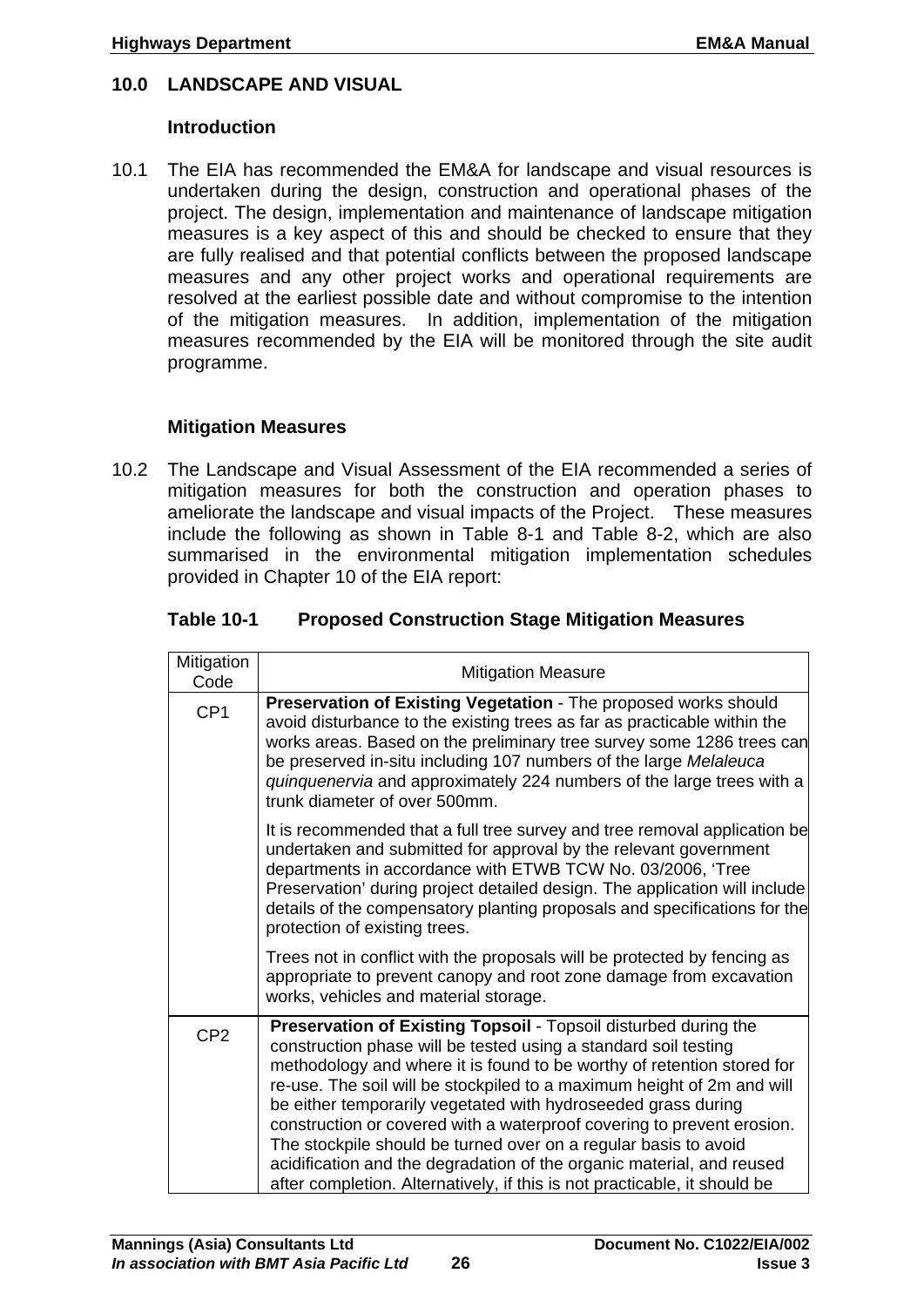## 10.0 LANDSCAPE AND VISUAL

### Introduction

10.1 The EIA has recommended the EM&A for landscape and visual resources is undertaken during the design, construction and operational phases of the project. The design, implementation and maintenance of landscape mitigation measures is a key aspect of this and should be checked to ensure that they are fully realised and that potential conflicts between the proposed landscape measures and any other project works and operational requirements are resolved at the earliest possible date and without compromise to the intention of the mitigation measures. In addition, implementation of the mitigation measures recommended by the EIA will be monitored through the site audit programme.

### Mitigation Measures

10.2 The Landscape and Visual Assessment of the EIA recommended a series of mitigation measures for both the construction and operation phases to ameliorate the landscape and visual impacts of the Project. These measures include the following as shown in Table 8-1 and Table 8-2, which are also summarised in the environmental mitigation implementation schedules provided in Chapter 10 of the EIA report:

**Table 10-1 Proposed Construction Stage Mitigation Measures**

| Mitigation Code | Mitigation Measure |
|---|---|
| CP1 | **Preservation of Existing Vegetation** - The proposed works should avoid disturbance to the existing trees as far as practicable within the works areas. Based on the preliminary tree survey some 1286 trees can be preserved in-situ including 107 numbers of the large *Melaleuca quinquenervia* and approximately 224 numbers of the large trees with a trunk diameter of over 500mm.<br><br>It is recommended that a full tree survey and tree removal application be undertaken and submitted for approval by the relevant government departments in accordance with ETWB TCW No. 03/2006, 'Tree Preservation' during project detailed design. The application will include details of the compensatory planting proposals and specifications for the protection of existing trees.<br><br>Trees not in conflict with the proposals will be protected by fencing as appropriate to prevent canopy and root zone damage from excavation works, vehicles and material storage. |
| CP2 | **Preservation of Existing Topsoil** - Topsoil disturbed during the construction phase will be tested using a standard soil testing methodology and where it is found to be worthy of retention stored for re-use. The soil will be stockpiled to a maximum height of 2m and will be either temporarily vegetated with hydroseeded grass during construction or covered with a waterproof covering to prevent erosion. The stockpile should be turned over on a regular basis to avoid acidification and the degradation of the organic material, and reused after completion. Alternatively, if this is not practicable, it should be |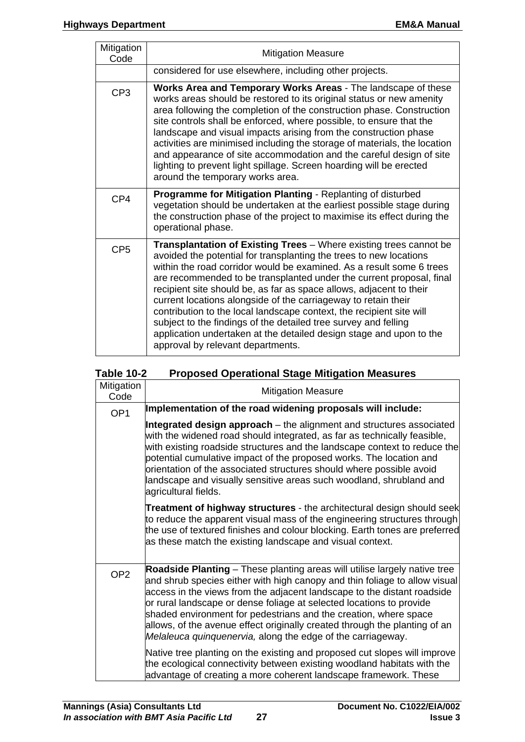| Mitigation Code | Mitigation Measure |
|---|---|
| | considered for use elsewhere, including other projects. |
| CP3 | **Works Area and Temporary Works Areas** - The landscape of these works areas should be restored to its original status or new amenity area following the completion of the construction phase. Construction site controls shall be enforced, where possible, to ensure that the landscape and visual impacts arising from the construction phase activities are minimised including the storage of materials, the location and appearance of site accommodation and the careful design of site lighting to prevent light spillage. Screen hoarding will be erected around the temporary works area. |
| CP4 | **Programme for Mitigation Planting** - Replanting of disturbed vegetation should be undertaken at the earliest possible stage during the construction phase of the project to maximise its effect during the operational phase. |
| CP5 | **Transplantation of Existing Trees** – Where existing trees cannot be avoided the potential for transplanting the trees to new locations within the road corridor would be examined. As a result some 6 trees are recommended to be transplanted under the current proposal, final recipient site should be, as far as space allows, adjacent to their current locations alongside of the carriageway to retain their contribution to the local landscape context, the recipient site will subject to the findings of the detailed tree survey and felling application undertaken at the detailed design stage and upon to the approval by relevant departments. |

**Table 10-2 Proposed Operational Stage Mitigation Measures**

| Mitigation Code | Mitigation Measure |
|---|---|
| OP1 | **Implementation of the road widening proposals will include:**<br><br>**Integrated design approach** – the alignment and structures associated with the widened road should integrated, as far as technically feasible, with existing roadside structures and the landscape context to reduce the potential cumulative impact of the proposed works. The location and orientation of the associated structures should where possible avoid landscape and visually sensitive areas such woodland, shrubland and agricultural fields.<br><br>**Treatment of highway structures** - the architectural design should seek to reduce the apparent visual mass of the engineering structures through the use of textured finishes and colour blocking. Earth tones are preferred as these match the existing landscape and visual context. |
| OP2 | **Roadside Planting** – These planting areas will utilise largely native tree and shrub species either with high canopy and thin foliage to allow visual access in the views from the adjacent landscape to the distant roadside or rural landscape or dense foliage at selected locations to provide shaded environment for pedestrians and the creation, where space allows, of the avenue effect originally created through the planting of an *Melaleuca quinquenervia,* along the edge of the carriageway.<br><br>Native tree planting on the existing and proposed cut slopes will improve the ecological connectivity between existing woodland habitats with the advantage of creating a more coherent landscape framework. These |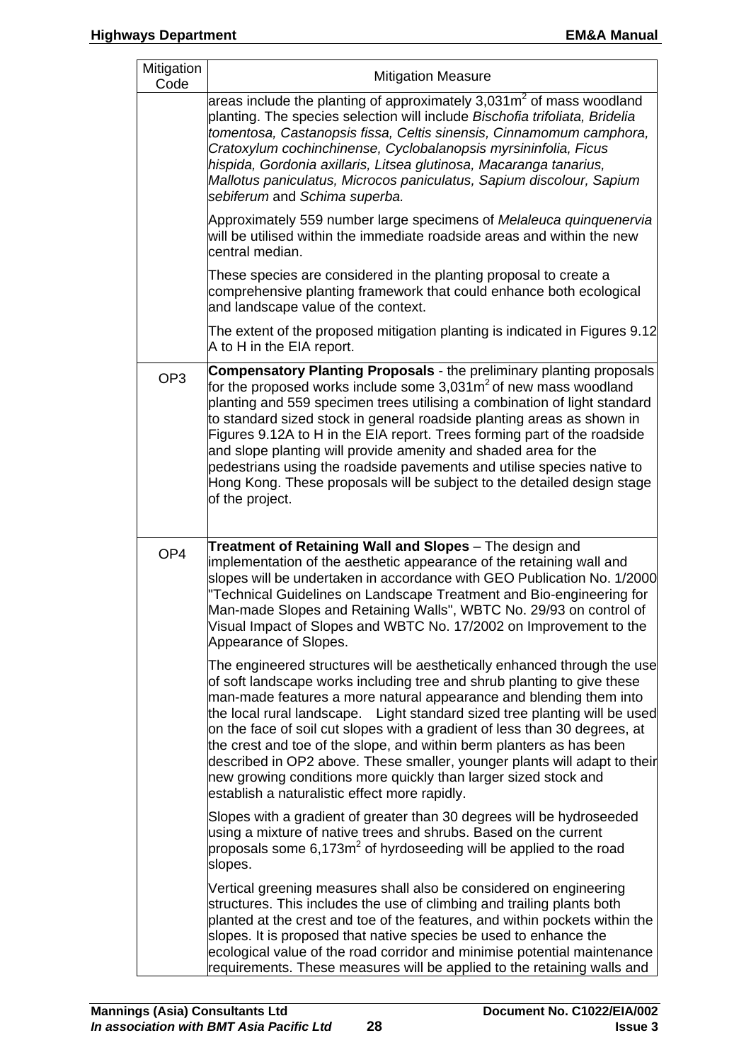| Mitigation Code | Mitigation Measure |
|---|---|
| | areas include the planting of approximately 3,031m$^2$ of mass woodland planting. The species selection will include *Bischofia trifoliata, Bridelia tomentosa, Castanopsis fissa, Celtis sinensis, Cinnamomum camphora, Cratoxylum cochinchinense, Cyclobalanopsis myrsininfolia, Ficus hispida, Gordonia axillaris, Litsea glutinosa, Macaranga tanarius, Mallotus paniculatus, Microcos paniculatus, Sapium discolour, Sapium sebiferum* and *Schima superba.*<br><br>Approximately 559 number large specimens of *Melaleuca quinquenervia* will be utilised within the immediate roadside areas and within the new central median.<br><br>These species are considered in the planting proposal to create a comprehensive planting framework that could enhance both ecological and landscape value of the context.<br><br>The extent of the proposed mitigation planting is indicated in Figures 9.12 A to H in the EIA report. |
| OP3 | **Compensatory Planting Proposals** - the preliminary planting proposals for the proposed works include some 3,031m$^2$ of new mass woodland planting and 559 specimen trees utilising a combination of light standard to standard sized stock in general roadside planting areas as shown in Figures 9.12A to H in the EIA report. Trees forming part of the roadside and slope planting will provide amenity and shaded area for the pedestrians using the roadside pavements and utilise species native to Hong Kong. These proposals will be subject to the detailed design stage of the project. |
| OP4 | **Treatment of Retaining Wall and Slopes** – The design and implementation of the aesthetic appearance of the retaining wall and slopes will be undertaken in accordance with GEO Publication No. 1/2000 "Technical Guidelines on Landscape Treatment and Bio-engineering for Man-made Slopes and Retaining Walls", WBTC No. 29/93 on control of Visual Impact of Slopes and WBTC No. 17/2002 on Improvement to the Appearance of Slopes.<br><br>The engineered structures will be aesthetically enhanced through the use of soft landscape works including tree and shrub planting to give these man-made features a more natural appearance and blending them into the local rural landscape. Light standard sized tree planting will be used on the face of soil cut slopes with a gradient of less than 30 degrees, at the crest and toe of the slope, and within berm planters as has been described in OP2 above. These smaller, younger plants will adapt to their new growing conditions more quickly than larger sized stock and establish a naturalistic effect more rapidly.<br><br>Slopes with a gradient of greater than 30 degrees will be hydroseeded using a mixture of native trees and shrubs. Based on the current proposals some 6,173m$^2$ of hyrdoseeding will be applied to the road slopes.<br><br>Vertical greening measures shall also be considered on engineering structures. This includes the use of climbing and trailing plants both planted at the crest and toe of the features, and within pockets within the slopes. It is proposed that native species be used to enhance the ecological value of the road corridor and minimise potential maintenance requirements. These measures will be applied to the retaining walls and |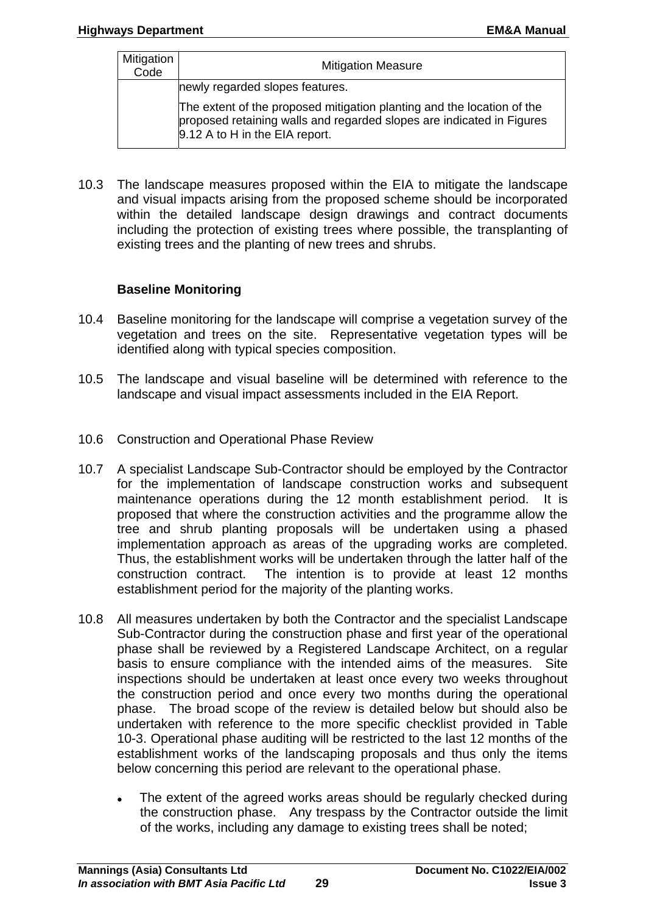| Mitigation Code | Mitigation Measure |
| --- | --- |
| | newly regarded slopes features.<br><br>The extent of the proposed mitigation planting and the location of the proposed retaining walls and regarded slopes are indicated in Figures 9.12 A to H in the EIA report. |

10.3 The landscape measures proposed within the EIA to mitigate the landscape and visual impacts arising from the proposed scheme should be incorporated within the detailed landscape design drawings and contract documents including the protection of existing trees where possible, the transplanting of existing trees and the planting of new trees and shrubs.

**Baseline Monitoring**

10.4 Baseline monitoring for the landscape will comprise a vegetation survey of the vegetation and trees on the site. Representative vegetation types will be identified along with typical species composition.

10.5 The landscape and visual baseline will be determined with reference to the landscape and visual impact assessments included in the EIA Report.

10.6 Construction and Operational Phase Review

10.7 A specialist Landscape Sub-Contractor should be employed by the Contractor for the implementation of landscape construction works and subsequent maintenance operations during the 12 month establishment period. It is proposed that where the construction activities and the programme allow the tree and shrub planting proposals will be undertaken using a phased implementation approach as areas of the upgrading works are completed. Thus, the establishment works will be undertaken through the latter half of the construction contract. The intention is to provide at least 12 months establishment period for the majority of the planting works.

10.8 All measures undertaken by both the Contractor and the specialist Landscape Sub-Contractor during the construction phase and first year of the operational phase shall be reviewed by a Registered Landscape Architect, on a regular basis to ensure compliance with the intended aims of the measures. Site inspections should be undertaken at least once every two weeks throughout the construction period and once every two months during the operational phase. The broad scope of the review is detailed below but should also be undertaken with reference to the more specific checklist provided in Table 10-3. Operational phase auditing will be restricted to the last 12 months of the establishment works of the landscaping proposals and thus only the items below concerning this period are relevant to the operational phase.

- The extent of the agreed works areas should be regularly checked during the construction phase. Any trespass by the Contractor outside the limit of the works, including any damage to existing trees shall be noted;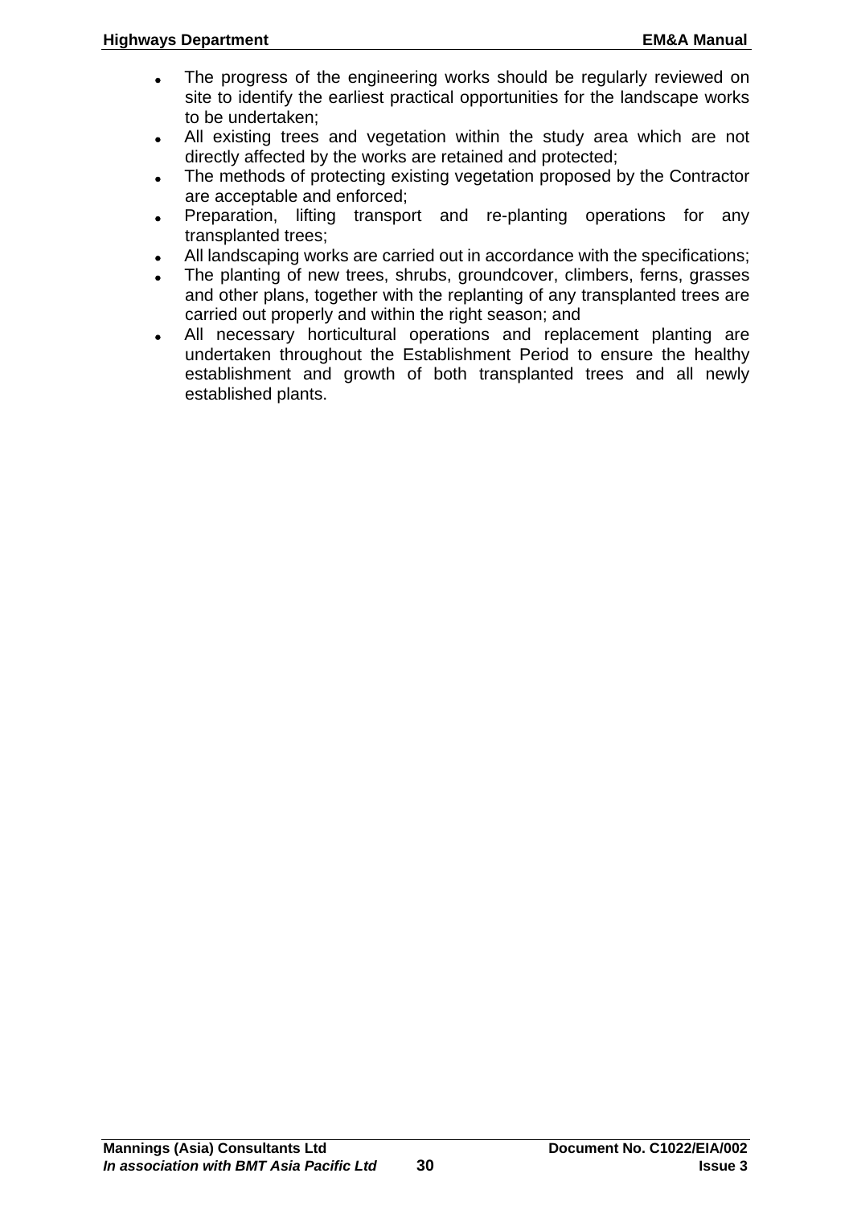- The progress of the engineering works should be regularly reviewed on site to identify the earliest practical opportunities for the landscape works to be undertaken;
- All existing trees and vegetation within the study area which are not directly affected by the works are retained and protected;
- The methods of protecting existing vegetation proposed by the Contractor are acceptable and enforced;
- Preparation, lifting transport and re-planting operations for any transplanted trees;
- All landscaping works are carried out in accordance with the specifications;
- The planting of new trees, shrubs, groundcover, climbers, ferns, grasses and other plans, together with the replanting of any transplanted trees are carried out properly and within the right season; and
- All necessary horticultural operations and replacement planting are undertaken throughout the Establishment Period to ensure the healthy establishment and growth of both transplanted trees and all newly established plants.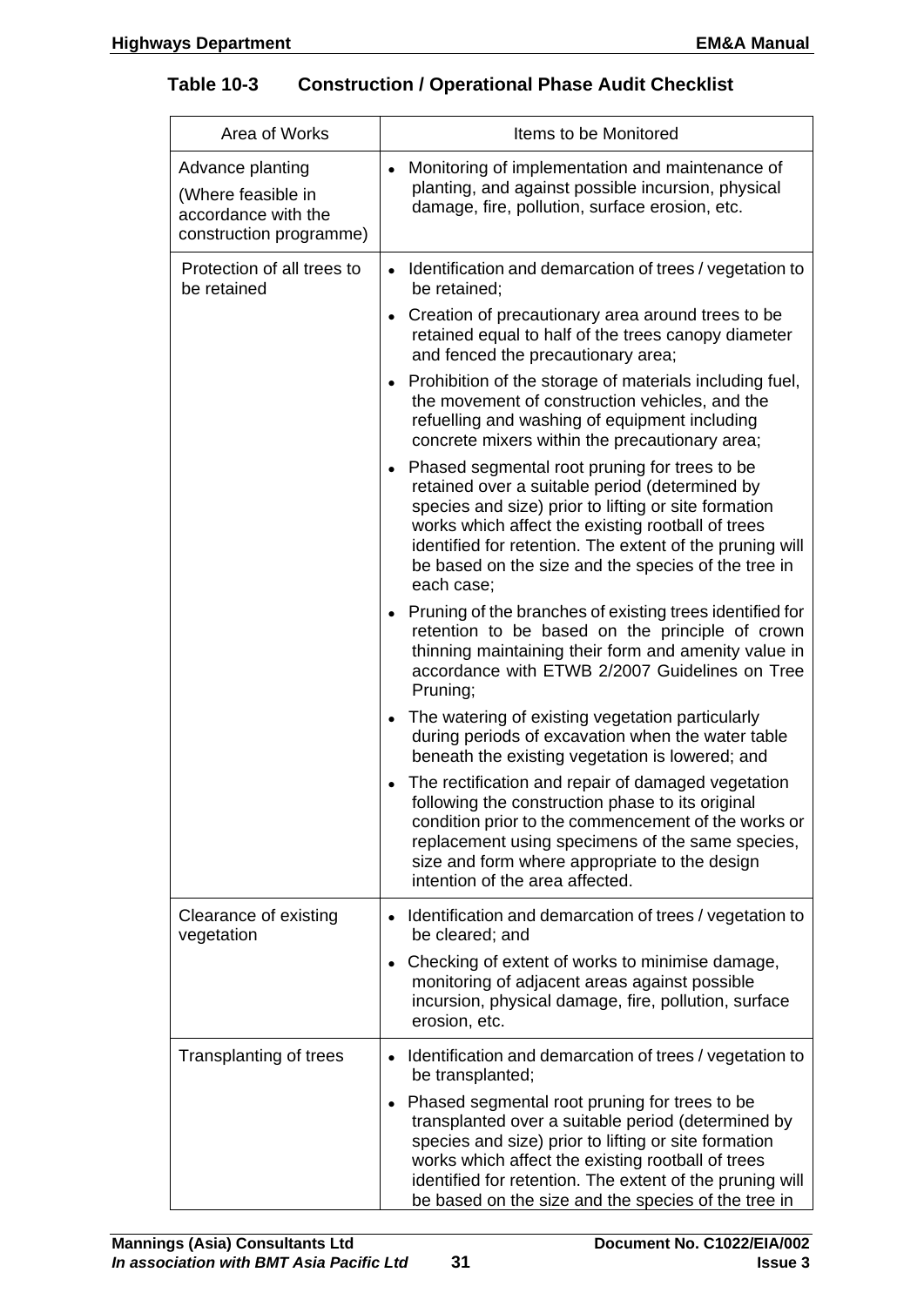**Table 10-3 Construction / Operational Phase Audit Checklist**

| Area of Works | Items to be Monitored |
|---|---|
| Advance planting<br>(Where feasible in accordance with the construction programme) | • Monitoring of implementation and maintenance of planting, and against possible incursion, physical damage, fire, pollution, surface erosion, etc. |
| Protection of all trees to be retained | • Identification and demarcation of trees / vegetation to be retained;<br>• Creation of precautionary area around trees to be retained equal to half of the trees canopy diameter and fenced the precautionary area;<br>• Prohibition of the storage of materials including fuel, the movement of construction vehicles, and the refuelling and washing of equipment including concrete mixers within the precautionary area;<br>• Phased segmental root pruning for trees to be retained over a suitable period (determined by species and size) prior to lifting or site formation works which affect the existing rootball of trees identified for retention. The extent of the pruning will be based on the size and the species of the tree in each case;<br>• Pruning of the branches of existing trees identified for retention to be based on the principle of crown thinning maintaining their form and amenity value in accordance with ETWB 2/2007 Guidelines on Tree Pruning;<br>• The watering of existing vegetation particularly during periods of excavation when the water table beneath the existing vegetation is lowered; and<br>• The rectification and repair of damaged vegetation following the construction phase to its original condition prior to the commencement of the works or replacement using specimens of the same species, size and form where appropriate to the design intention of the area affected. |
| Clearance of existing vegetation | • Identification and demarcation of trees / vegetation to be cleared; and<br>• Checking of extent of works to minimise damage, monitoring of adjacent areas against possible incursion, physical damage, fire, pollution, surface erosion, etc. |
| Transplanting of trees | • Identification and demarcation of trees / vegetation to be transplanted;<br>• Phased segmental root pruning for trees to be transplanted over a suitable period (determined by species and size) prior to lifting or site formation works which affect the existing rootball of trees identified for retention. The extent of the pruning will be based on the size and the species of the tree in |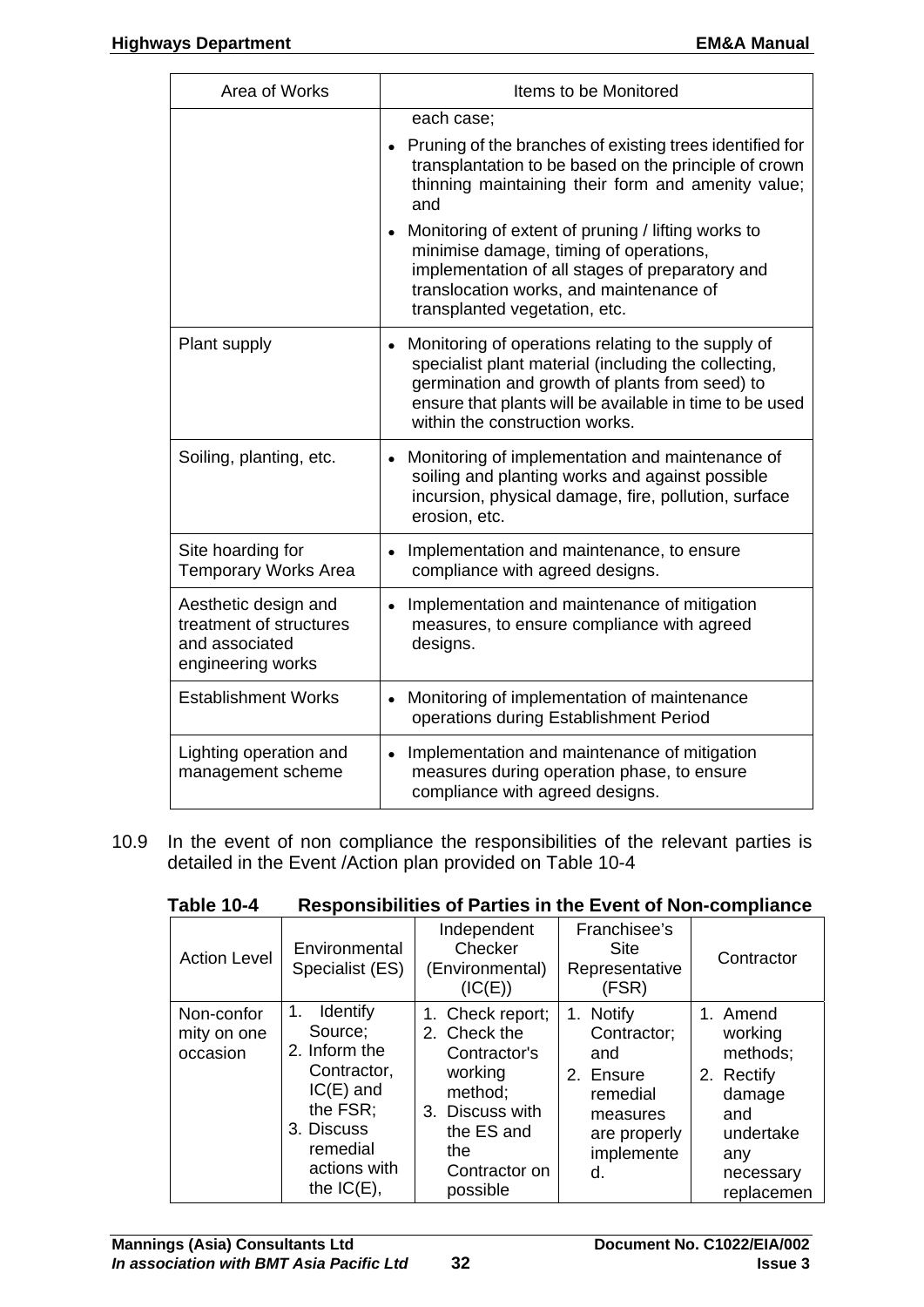| Area of Works | Items to be Monitored |
|---|---|
| | each case; • Pruning of the branches of existing trees identified for transplantation to be based on the principle of crown thinning maintaining their form and amenity value; and • Monitoring of extent of pruning / lifting works to minimise damage, timing of operations, implementation of all stages of preparatory and translocation works, and maintenance of transplanted vegetation, etc. |
| Plant supply | • Monitoring of operations relating to the supply of specialist plant material (including the collecting, germination and growth of plants from seed) to ensure that plants will be available in time to be used within the construction works. |
| Soiling, planting, etc. | • Monitoring of implementation and maintenance of soiling and planting works and against possible incursion, physical damage, fire, pollution, surface erosion, etc. |
| Site hoarding for Temporary Works Area | • Implementation and maintenance, to ensure compliance with agreed designs. |
| Aesthetic design and treatment of structures and associated engineering works | • Implementation and maintenance of mitigation measures, to ensure compliance with agreed designs. |
| Establishment Works | • Monitoring of implementation of maintenance operations during Establishment Period |
| Lighting operation and management scheme | • Implementation and maintenance of mitigation measures during operation phase, to ensure compliance with agreed designs. |

10.9 In the event of non compliance the responsibilities of the relevant parties is detailed in the Event /Action plan provided on Table 10-4

**Table 10-4 Responsibilities of Parties in the Event of Non-compliance**

| Action Level | Environmental Specialist (ES) | Independent Checker (Environmental) (IC(E)) | Franchisee's Site Representative (FSR) | Contractor |
|---|---|---|---|---|
| Non-conformity on one occasion | 1. Identify Source; 2. Inform the Contractor, IC(E) and the FSR; 3. Discuss remedial actions with the IC(E), | 1. Check report; 2. Check the Contractor's working method; 3. Discuss with the ES and the Contractor on possible | 1. Notify Contractor; and 2. Ensure remedial measures are properly implemented. | 1. Amend working methods; 2. Rectify damage and undertake any necessary replacemen |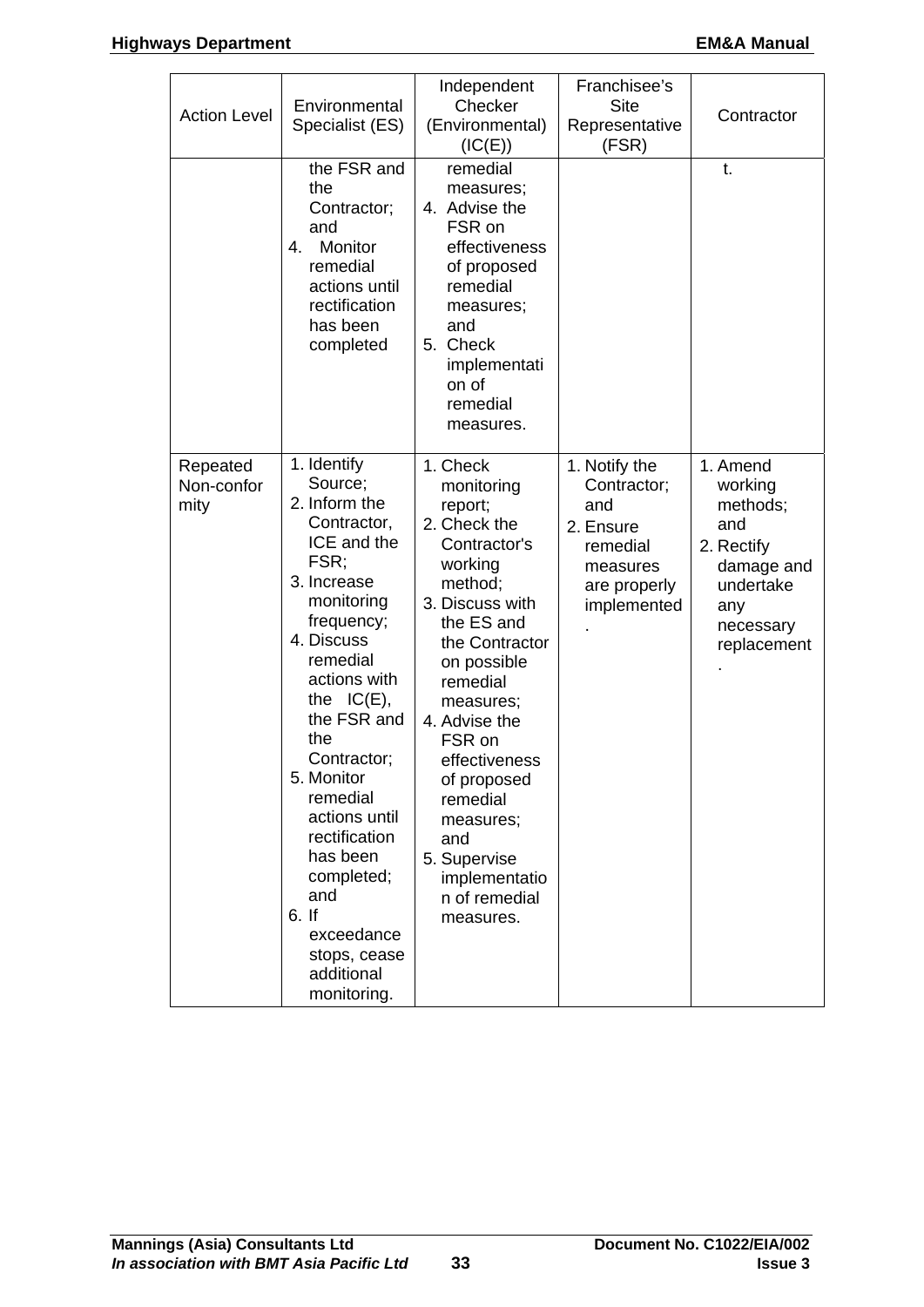| Action Level | Environmental Specialist (ES) | Independent Checker (Environmental) (IC(E)) | Franchisee's Site Representative (FSR) | Contractor |
|---|---|---|---|---|
| | the FSR and the Contractor; and<br>4. Monitor remedial actions until rectification has been completed | remedial measures;<br>4. Advise the FSR on effectiveness of proposed remedial measures; and<br>5. Check implementation of remedial measures. | | t. |
| Repeated Non-conformity | 1. Identify Source;<br>2. Inform the Contractor, ICE and the FSR;<br>3. Increase monitoring frequency;<br>4. Discuss remedial actions with the IC(E), the FSR and the Contractor;<br>5. Monitor remedial actions until rectification has been completed; and<br>6. If exceedance stops, cease additional monitoring. | 1. Check monitoring report;<br>2. Check the Contractor's working method;<br>3. Discuss with the ES and the Contractor on possible remedial measures;<br>4. Advise the FSR on effectiveness of proposed remedial measures; and<br>5. Supervise implementation of remedial measures. | 1. Notify the Contractor; and<br>2. Ensure remedial measures are properly implemented. | 1. Amend working methods; and<br>2. Rectify damage and undertake any necessary replacement. |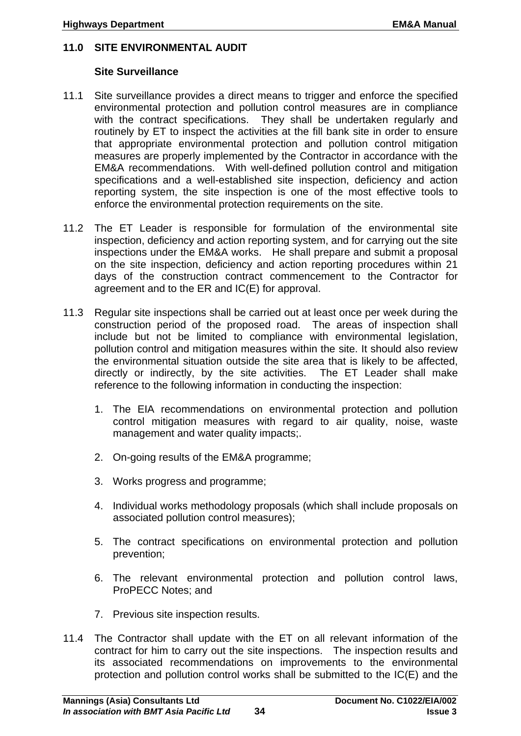## 11.0 SITE ENVIRONMENTAL AUDIT

### Site Surveillance

11.1 Site surveillance provides a direct means to trigger and enforce the specified environmental protection and pollution control measures are in compliance with the contract specifications. They shall be undertaken regularly and routinely by ET to inspect the activities at the fill bank site in order to ensure that appropriate environmental protection and pollution control mitigation measures are properly implemented by the Contractor in accordance with the EM&A recommendations. With well-defined pollution control and mitigation specifications and a well-established site inspection, deficiency and action reporting system, the site inspection is one of the most effective tools to enforce the environmental protection requirements on the site.

11.2 The ET Leader is responsible for formulation of the environmental site inspection, deficiency and action reporting system, and for carrying out the site inspections under the EM&A works. He shall prepare and submit a proposal on the site inspection, deficiency and action reporting procedures within 21 days of the construction contract commencement to the Contractor for agreement and to the ER and IC(E) for approval.

11.3 Regular site inspections shall be carried out at least once per week during the construction period of the proposed road. The areas of inspection shall include but not be limited to compliance with environmental legislation, pollution control and mitigation measures within the site. It should also review the environmental situation outside the site area that is likely to be affected, directly or indirectly, by the site activities. The ET Leader shall make reference to the following information in conducting the inspection:

1. The EIA recommendations on environmental protection and pollution control mitigation measures with regard to air quality, noise, waste management and water quality impacts;.

2. On-going results of the EM&A programme;

3. Works progress and programme;

4. Individual works methodology proposals (which shall include proposals on associated pollution control measures);

5. The contract specifications on environmental protection and pollution prevention;

6. The relevant environmental protection and pollution control laws, ProPECC Notes; and

7. Previous site inspection results.

11.4 The Contractor shall update with the ET on all relevant information of the contract for him to carry out the site inspections. The inspection results and its associated recommendations on improvements to the environmental protection and pollution control works shall be submitted to the IC(E) and the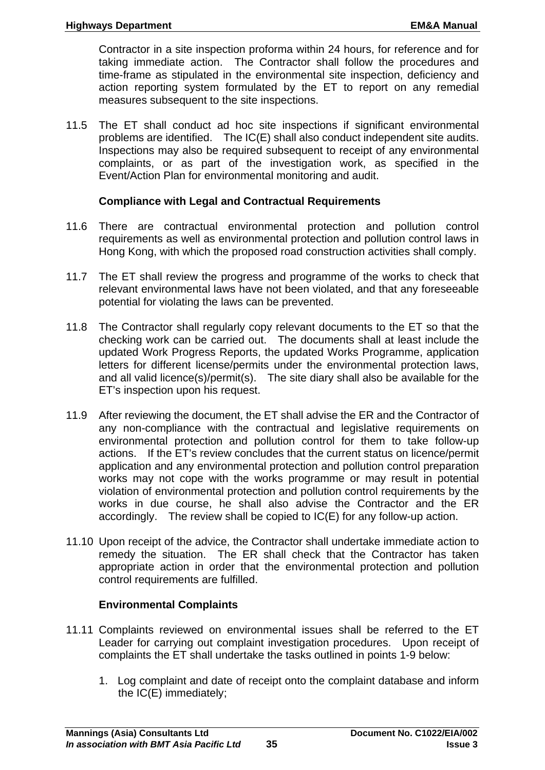Contractor in a site inspection proforma within 24 hours, for reference and for taking immediate action. The Contractor shall follow the procedures and time-frame as stipulated in the environmental site inspection, deficiency and action reporting system formulated by the ET to report on any remedial measures subsequent to the site inspections.

11.5 The ET shall conduct ad hoc site inspections if significant environmental problems are identified. The IC(E) shall also conduct independent site audits. Inspections may also be required subsequent to receipt of any environmental complaints, or as part of the investigation work, as specified in the Event/Action Plan for environmental monitoring and audit.

**Compliance with Legal and Contractual Requirements**

11.6 There are contractual environmental protection and pollution control requirements as well as environmental protection and pollution control laws in Hong Kong, with which the proposed road construction activities shall comply.

11.7 The ET shall review the progress and programme of the works to check that relevant environmental laws have not been violated, and that any foreseeable potential for violating the laws can be prevented.

11.8 The Contractor shall regularly copy relevant documents to the ET so that the checking work can be carried out. The documents shall at least include the updated Work Progress Reports, the updated Works Programme, application letters for different license/permits under the environmental protection laws, and all valid licence(s)/permit(s). The site diary shall also be available for the ET's inspection upon his request.

11.9 After reviewing the document, the ET shall advise the ER and the Contractor of any non-compliance with the contractual and legislative requirements on environmental protection and pollution control for them to take follow-up actions. If the ET's review concludes that the current status on licence/permit application and any environmental protection and pollution control preparation works may not cope with the works programme or may result in potential violation of environmental protection and pollution control requirements by the works in due course, he shall also advise the Contractor and the ER accordingly. The review shall be copied to IC(E) for any follow-up action.

11.10 Upon receipt of the advice, the Contractor shall undertake immediate action to remedy the situation. The ER shall check that the Contractor has taken appropriate action in order that the environmental protection and pollution control requirements are fulfilled.

**Environmental Complaints**

11.11 Complaints reviewed on environmental issues shall be referred to the ET Leader for carrying out complaint investigation procedures. Upon receipt of complaints the ET shall undertake the tasks outlined in points 1-9 below:

1. Log complaint and date of receipt onto the complaint database and inform the IC(E) immediately;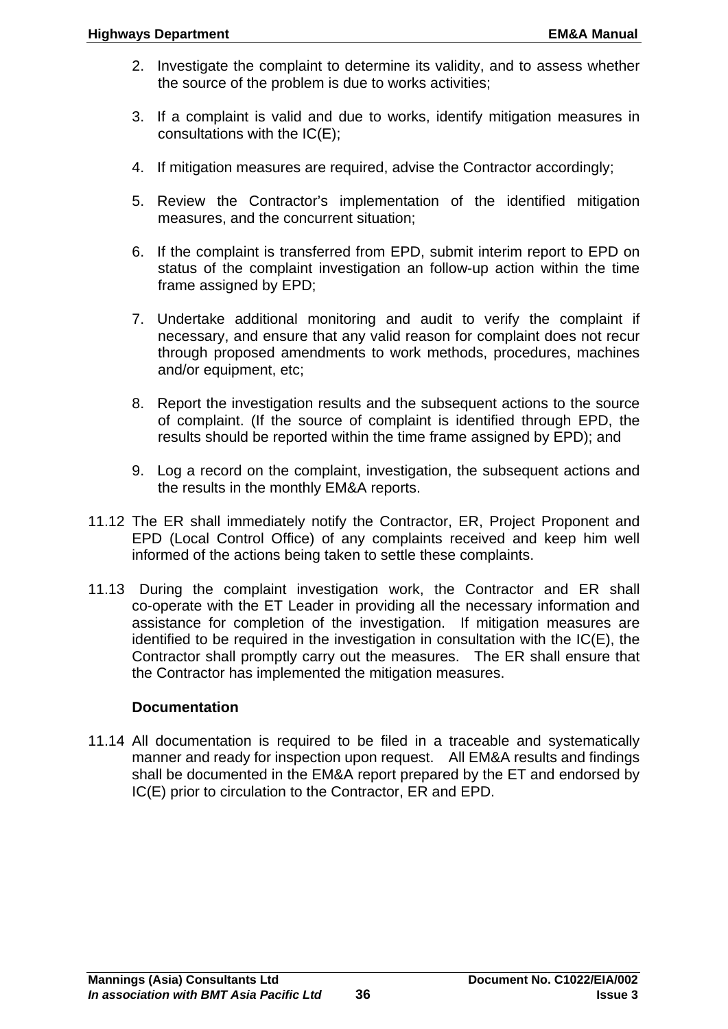2. Investigate the complaint to determine its validity, and to assess whether the source of the problem is due to works activities;

3. If a complaint is valid and due to works, identify mitigation measures in consultations with the IC(E);

4. If mitigation measures are required, advise the Contractor accordingly;

5. Review the Contractor's implementation of the identified mitigation measures, and the concurrent situation;

6. If the complaint is transferred from EPD, submit interim report to EPD on status of the complaint investigation an follow-up action within the time frame assigned by EPD;

7. Undertake additional monitoring and audit to verify the complaint if necessary, and ensure that any valid reason for complaint does not recur through proposed amendments to work methods, procedures, machines and/or equipment, etc;

8. Report the investigation results and the subsequent actions to the source of complaint. (If the source of complaint is identified through EPD, the results should be reported within the time frame assigned by EPD); and

9. Log a record on the complaint, investigation, the subsequent actions and the results in the monthly EM&A reports.

11.12 The ER shall immediately notify the Contractor, ER, Project Proponent and EPD (Local Control Office) of any complaints received and keep him well informed of the actions being taken to settle these complaints.

11.13 During the complaint investigation work, the Contractor and ER shall co-operate with the ET Leader in providing all the necessary information and assistance for completion of the investigation. If mitigation measures are identified to be required in the investigation in consultation with the IC(E), the Contractor shall promptly carry out the measures. The ER shall ensure that the Contractor has implemented the mitigation measures.

**Documentation**

11.14 All documentation is required to be filed in a traceable and systematically manner and ready for inspection upon request. All EM&A results and findings shall be documented in the EM&A report prepared by the ET and endorsed by IC(E) prior to circulation to the Contractor, ER and EPD.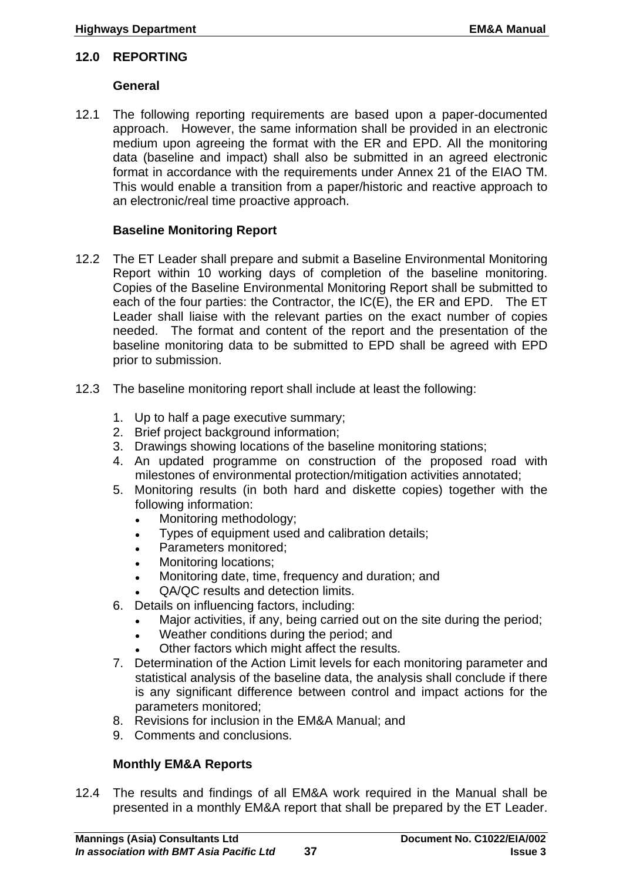## 12.0 REPORTING

### General

12.1 The following reporting requirements are based upon a paper-documented approach. However, the same information shall be provided in an electronic medium upon agreeing the format with the ER and EPD. All the monitoring data (baseline and impact) shall also be submitted in an agreed electronic format in accordance with the requirements under Annex 21 of the EIAO TM. This would enable a transition from a paper/historic and reactive approach to an electronic/real time proactive approach.

### Baseline Monitoring Report

12.2 The ET Leader shall prepare and submit a Baseline Environmental Monitoring Report within 10 working days of completion of the baseline monitoring. Copies of the Baseline Environmental Monitoring Report shall be submitted to each of the four parties: the Contractor, the IC(E), the ER and EPD. The ET Leader shall liaise with the relevant parties on the exact number of copies needed. The format and content of the report and the presentation of the baseline monitoring data to be submitted to EPD shall be agreed with EPD prior to submission.

12.3 The baseline monitoring report shall include at least the following:

1. Up to half a page executive summary;
2. Brief project background information;
3. Drawings showing locations of the baseline monitoring stations;
4. An updated programme on construction of the proposed road with milestones of environmental protection/mitigation activities annotated;
5. Monitoring results (in both hard and diskette copies) together with the following information:
   - Monitoring methodology;
   - Types of equipment used and calibration details;
   - Parameters monitored;
   - Monitoring locations;
   - Monitoring date, time, frequency and duration; and
   - QA/QC results and detection limits.
6. Details on influencing factors, including:
   - Major activities, if any, being carried out on the site during the period;
   - Weather conditions during the period; and
   - Other factors which might affect the results.
7. Determination of the Action Limit levels for each monitoring parameter and statistical analysis of the baseline data, the analysis shall conclude if there is any significant difference between control and impact actions for the parameters monitored;
8. Revisions for inclusion in the EM&A Manual; and
9. Comments and conclusions.

### Monthly EM&A Reports

12.4 The results and findings of all EM&A work required in the Manual shall be presented in a monthly EM&A report that shall be prepared by the ET Leader.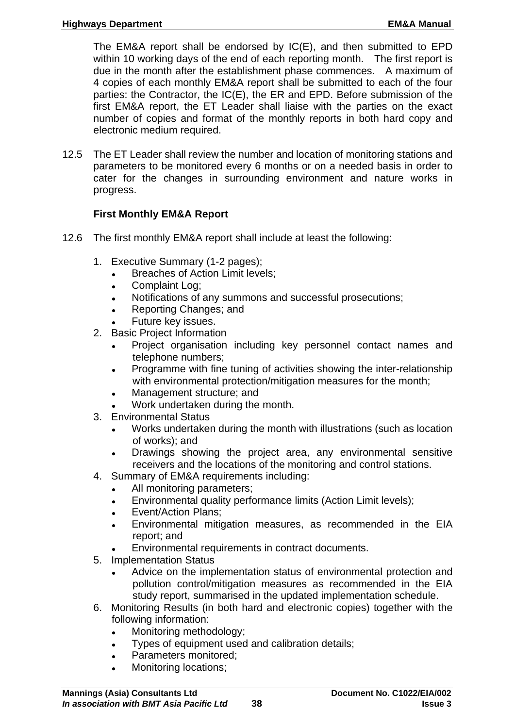The EM&A report shall be endorsed by IC(E), and then submitted to EPD within 10 working days of the end of each reporting month. The first report is due in the month after the establishment phase commences. A maximum of 4 copies of each monthly EM&A report shall be submitted to each of the four parties: the Contractor, the IC(E), the ER and EPD. Before submission of the first EM&A report, the ET Leader shall liaise with the parties on the exact number of copies and format of the monthly reports in both hard copy and electronic medium required.

12.5 The ET Leader shall review the number and location of monitoring stations and parameters to be monitored every 6 months or on a needed basis in order to cater for the changes in surrounding environment and nature works in progress.

**First Monthly EM&A Report**

12.6 The first monthly EM&A report shall include at least the following:

1. Executive Summary (1-2 pages);
   - Breaches of Action Limit levels;
   - Complaint Log;
   - Notifications of any summons and successful prosecutions;
   - Reporting Changes; and
   - Future key issues.
2. Basic Project Information
   - Project organisation including key personnel contact names and telephone numbers;
   - Programme with fine tuning of activities showing the inter-relationship with environmental protection/mitigation measures for the month;
   - Management structure; and
   - Work undertaken during the month.
3. Environmental Status
   - Works undertaken during the month with illustrations (such as location of works); and
   - Drawings showing the project area, any environmental sensitive receivers and the locations of the monitoring and control stations.
4. Summary of EM&A requirements including:
   - All monitoring parameters;
   - Environmental quality performance limits (Action Limit levels);
   - Event/Action Plans;
   - Environmental mitigation measures, as recommended in the EIA report; and
   - Environmental requirements in contract documents.
5. Implementation Status
   - Advice on the implementation status of environmental protection and pollution control/mitigation measures as recommended in the EIA study report, summarised in the updated implementation schedule.
6. Monitoring Results (in both hard and electronic copies) together with the following information:
   - Monitoring methodology;
   - Types of equipment used and calibration details;
   - Parameters monitored;
   - Monitoring locations;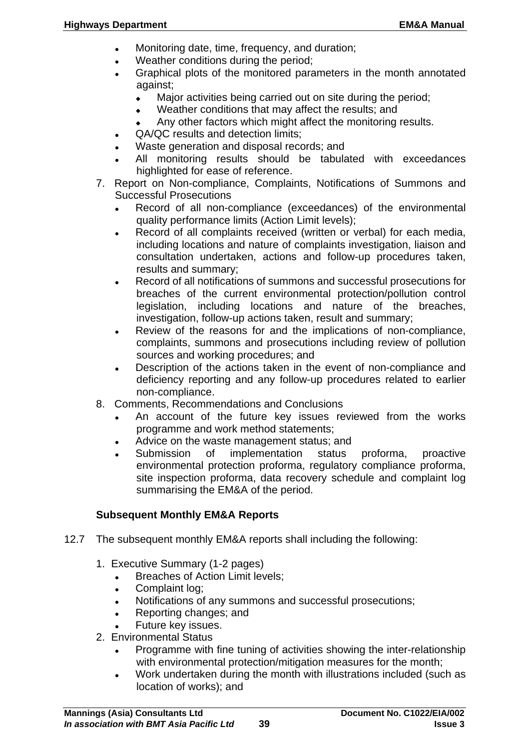- Monitoring date, time, frequency, and duration;
- Weather conditions during the period;
- Graphical plots of the monitored parameters in the month annotated against;
  - Major activities being carried out on site during the period;
  - Weather conditions that may affect the results; and
  - Any other factors which might affect the monitoring results.
- QA/QC results and detection limits;
- Waste generation and disposal records; and
- All monitoring results should be tabulated with exceedances highlighted for ease of reference.

7. Report on Non-compliance, Complaints, Notifications of Summons and Successful Prosecutions
   - Record of all non-compliance (exceedances) of the environmental quality performance limits (Action Limit levels);
   - Record of all complaints received (written or verbal) for each media, including locations and nature of complaints investigation, liaison and consultation undertaken, actions and follow-up procedures taken, results and summary;
   - Record of all notifications of summons and successful prosecutions for breaches of the current environmental protection/pollution control legislation, including locations and nature of the breaches, investigation, follow-up actions taken, result and summary;
   - Review of the reasons for and the implications of non-compliance, complaints, summons and prosecutions including review of pollution sources and working procedures; and
   - Description of the actions taken in the event of non-compliance and deficiency reporting and any follow-up procedures related to earlier non-compliance.
8. Comments, Recommendations and Conclusions
   - An account of the future key issues reviewed from the works programme and work method statements;
   - Advice on the waste management status; and
   - Submission of implementation status proforma, proactive environmental protection proforma, regulatory compliance proforma, site inspection proforma, data recovery schedule and complaint log summarising the EM&A of the period.

### Subsequent Monthly EM&A Reports

12.7 The subsequent monthly EM&A reports shall including the following:

1. Executive Summary (1-2 pages)
   - Breaches of Action Limit levels;
   - Complaint log;
   - Notifications of any summons and successful prosecutions;
   - Reporting changes; and
   - Future key issues.
2. Environmental Status
   - Programme with fine tuning of activities showing the inter-relationship with environmental protection/mitigation measures for the month;
   - Work undertaken during the month with illustrations included (such as location of works); and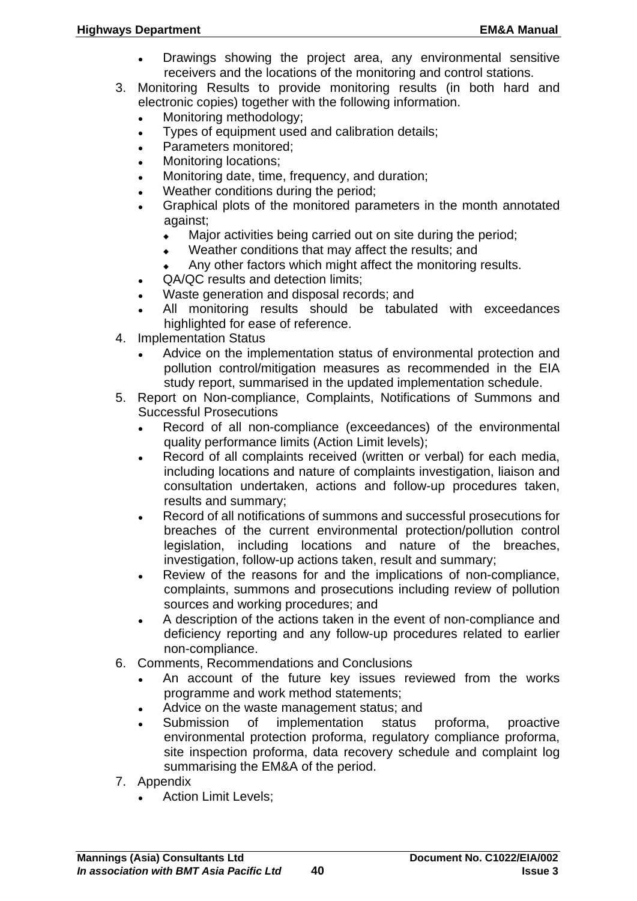- Drawings showing the project area, any environmental sensitive receivers and the locations of the monitoring and control stations.

3. Monitoring Results to provide monitoring results (in both hard and electronic copies) together with the following information.
   - Monitoring methodology;
   - Types of equipment used and calibration details;
   - Parameters monitored;
   - Monitoring locations;
   - Monitoring date, time, frequency, and duration;
   - Weather conditions during the period;
   - Graphical plots of the monitored parameters in the month annotated against;
     - Major activities being carried out on site during the period;
     - Weather conditions that may affect the results; and
     - Any other factors which might affect the monitoring results.
   - QA/QC results and detection limits;
   - Waste generation and disposal records; and
   - All monitoring results should be tabulated with exceedances highlighted for ease of reference.
4. Implementation Status
   - Advice on the implementation status of environmental protection and pollution control/mitigation measures as recommended in the EIA study report, summarised in the updated implementation schedule.
5. Report on Non-compliance, Complaints, Notifications of Summons and Successful Prosecutions
   - Record of all non-compliance (exceedances) of the environmental quality performance limits (Action Limit levels);
   - Record of all complaints received (written or verbal) for each media, including locations and nature of complaints investigation, liaison and consultation undertaken, actions and follow-up procedures taken, results and summary;
   - Record of all notifications of summons and successful prosecutions for breaches of the current environmental protection/pollution control legislation, including locations and nature of the breaches, investigation, follow-up actions taken, result and summary;
   - Review of the reasons for and the implications of non-compliance, complaints, summons and prosecutions including review of pollution sources and working procedures; and
   - A description of the actions taken in the event of non-compliance and deficiency reporting and any follow-up procedures related to earlier non-compliance.
6. Comments, Recommendations and Conclusions
   - An account of the future key issues reviewed from the works programme and work method statements;
   - Advice on the waste management status; and
   - Submission of implementation status proforma, proactive environmental protection proforma, regulatory compliance proforma, site inspection proforma, data recovery schedule and complaint log summarising the EM&A of the period.
7. Appendix
   - Action Limit Levels;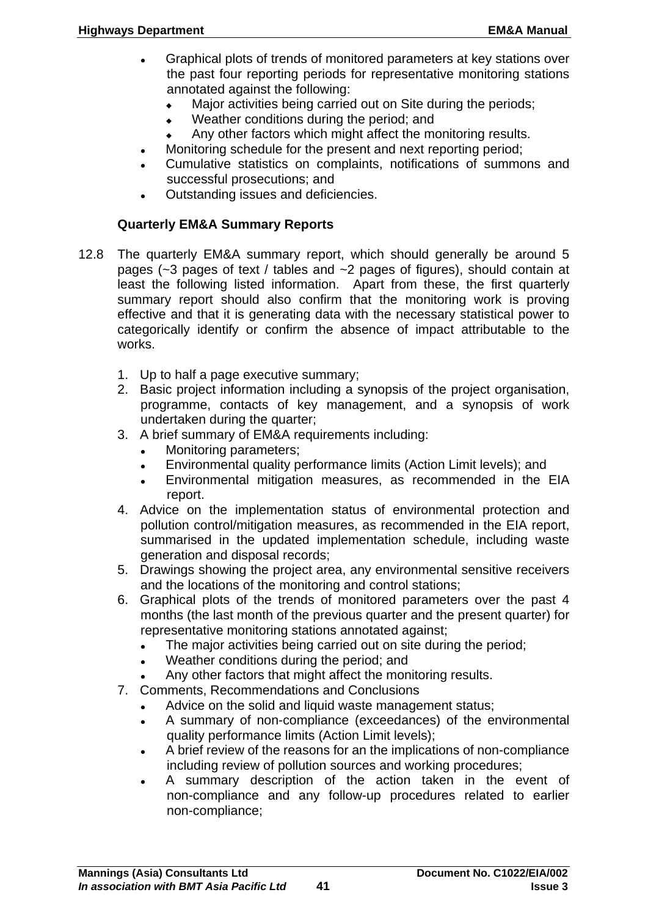- Graphical plots of trends of monitored parameters at key stations over the past four reporting periods for representative monitoring stations annotated against the following:
  - Major activities being carried out on Site during the periods;
  - Weather conditions during the period; and
  - Any other factors which might affect the monitoring results.
- Monitoring schedule for the present and next reporting period;
- Cumulative statistics on complaints, notifications of summons and successful prosecutions; and
- Outstanding issues and deficiencies.

### Quarterly EM&A Summary Reports

12.8 The quarterly EM&A summary report, which should generally be around 5 pages (~3 pages of text / tables and ~2 pages of figures), should contain at least the following listed information. Apart from these, the first quarterly summary report should also confirm that the monitoring work is proving effective and that it is generating data with the necessary statistical power to categorically identify or confirm the absence of impact attributable to the works.

1. Up to half a page executive summary;
2. Basic project information including a synopsis of the project organisation, programme, contacts of key management, and a synopsis of work undertaken during the quarter;
3. A brief summary of EM&A requirements including:
   - Monitoring parameters;
   - Environmental quality performance limits (Action Limit levels); and
   - Environmental mitigation measures, as recommended in the EIA report.
4. Advice on the implementation status of environmental protection and pollution control/mitigation measures, as recommended in the EIA report, summarised in the updated implementation schedule, including waste generation and disposal records;
5. Drawings showing the project area, any environmental sensitive receivers and the locations of the monitoring and control stations;
6. Graphical plots of the trends of monitored parameters over the past 4 months (the last month of the previous quarter and the present quarter) for representative monitoring stations annotated against;
   - The major activities being carried out on site during the period;
   - Weather conditions during the period; and
   - Any other factors that might affect the monitoring results.
7. Comments, Recommendations and Conclusions
   - Advice on the solid and liquid waste management status;
   - A summary of non-compliance (exceedances) of the environmental quality performance limits (Action Limit levels);
   - A brief review of the reasons for an the implications of non-compliance including review of pollution sources and working procedures;
   - A summary description of the action taken in the event of non-compliance and any follow-up procedures related to earlier non-compliance;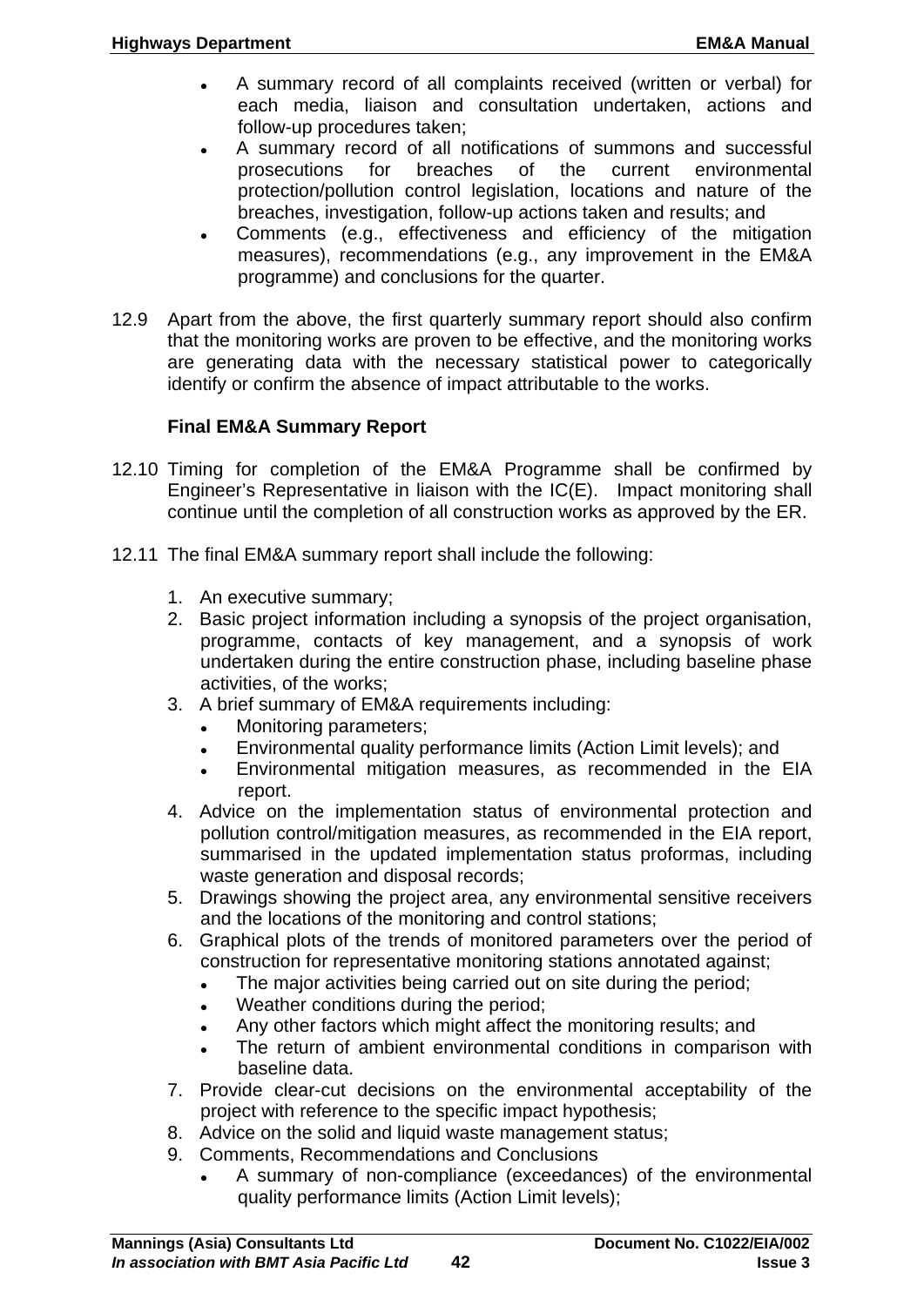- A summary record of all complaints received (written or verbal) for each media, liaison and consultation undertaken, actions and follow-up procedures taken;
- A summary record of all notifications of summons and successful prosecutions for breaches of the current environmental protection/pollution control legislation, locations and nature of the breaches, investigation, follow-up actions taken and results; and
- Comments (e.g., effectiveness and efficiency of the mitigation measures), recommendations (e.g., any improvement in the EM&A programme) and conclusions for the quarter.

12.9 Apart from the above, the first quarterly summary report should also confirm that the monitoring works are proven to be effective, and the monitoring works are generating data with the necessary statistical power to categorically identify or confirm the absence of impact attributable to the works.

**Final EM&A Summary Report**

12.10 Timing for completion of the EM&A Programme shall be confirmed by Engineer's Representative in liaison with the IC(E). Impact monitoring shall continue until the completion of all construction works as approved by the ER.

12.11 The final EM&A summary report shall include the following:

1. An executive summary;
2. Basic project information including a synopsis of the project organisation, programme, contacts of key management, and a synopsis of work undertaken during the entire construction phase, including baseline phase activities, of the works;
3. A brief summary of EM&A requirements including:
   - Monitoring parameters;
   - Environmental quality performance limits (Action Limit levels); and
   - Environmental mitigation measures, as recommended in the EIA report.
4. Advice on the implementation status of environmental protection and pollution control/mitigation measures, as recommended in the EIA report, summarised in the updated implementation status proformas, including waste generation and disposal records;
5. Drawings showing the project area, any environmental sensitive receivers and the locations of the monitoring and control stations;
6. Graphical plots of the trends of monitored parameters over the period of construction for representative monitoring stations annotated against;
   - The major activities being carried out on site during the period;
   - Weather conditions during the period;
   - Any other factors which might affect the monitoring results; and
   - The return of ambient environmental conditions in comparison with baseline data.
7. Provide clear-cut decisions on the environmental acceptability of the project with reference to the specific impact hypothesis;
8. Advice on the solid and liquid waste management status;
9. Comments, Recommendations and Conclusions
   - A summary of non-compliance (exceedances) of the environmental quality performance limits (Action Limit levels);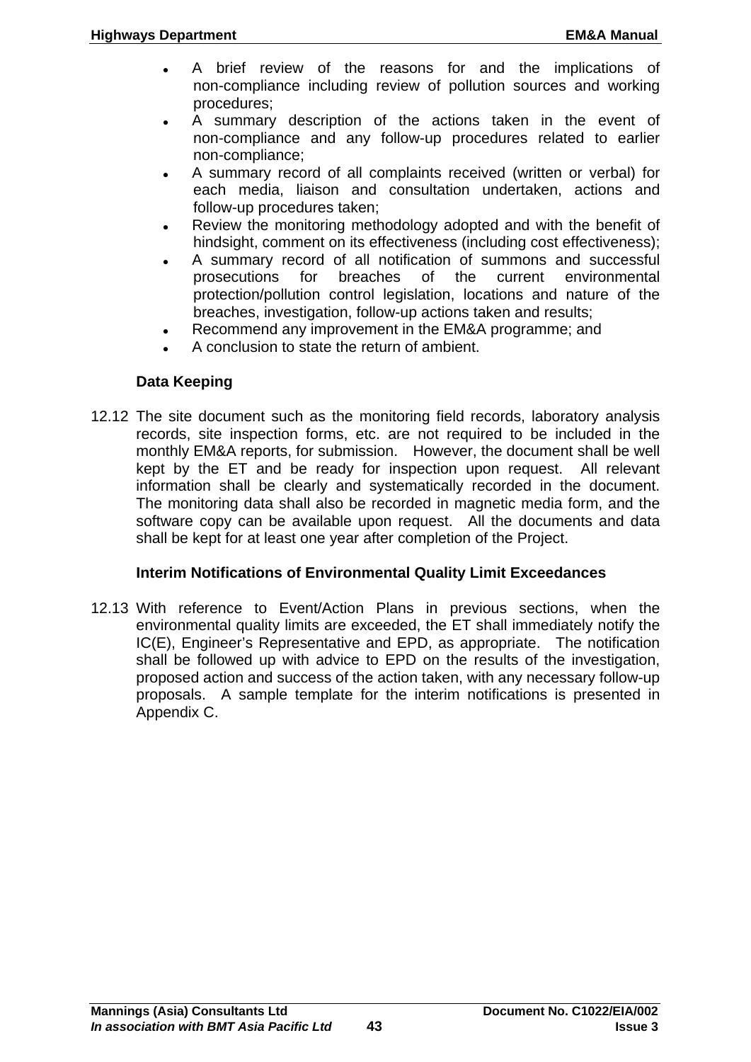- A brief review of the reasons for and the implications of non-compliance including review of pollution sources and working procedures;
- A summary description of the actions taken in the event of non-compliance and any follow-up procedures related to earlier non-compliance;
- A summary record of all complaints received (written or verbal) for each media, liaison and consultation undertaken, actions and follow-up procedures taken;
- Review the monitoring methodology adopted and with the benefit of hindsight, comment on its effectiveness (including cost effectiveness);
- A summary record of all notification of summons and successful prosecutions for breaches of the current environmental protection/pollution control legislation, locations and nature of the breaches, investigation, follow-up actions taken and results;
- Recommend any improvement in the EM&A programme; and
- A conclusion to state the return of ambient.

**Data Keeping**

12.12 The site document such as the monitoring field records, laboratory analysis records, site inspection forms, etc. are not required to be included in the monthly EM&A reports, for submission. However, the document shall be well kept by the ET and be ready for inspection upon request. All relevant information shall be clearly and systematically recorded in the document. The monitoring data shall also be recorded in magnetic media form, and the software copy can be available upon request. All the documents and data shall be kept for at least one year after completion of the Project.

**Interim Notifications of Environmental Quality Limit Exceedances**

12.13 With reference to Event/Action Plans in previous sections, when the environmental quality limits are exceeded, the ET shall immediately notify the IC(E), Engineer's Representative and EPD, as appropriate. The notification shall be followed up with advice to EPD on the results of the investigation, proposed action and success of the action taken, with any necessary follow-up proposals. A sample template for the interim notifications is presented in Appendix C.